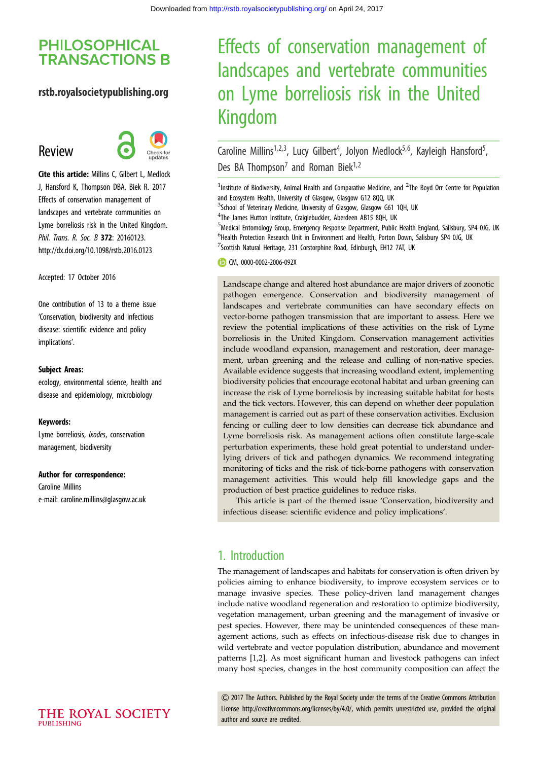# PHILOSOPHICAL TRANSACTIONS B

rstb.royalsocietypublishing.org

Review

**Cite this article:** Millins C, Gilbert L, Medlock J, Hansford K, Thompson DBA, Biek R. 2017 Effects of conservation management of landscapes and vertebrate communities on Lyme borreliosis risk in the United Kingdom. *Phil. Trans. R. Soc. B* **372**: 20160123. http://dx.doi.org/10.1098/rstb.2016.0123

Accepted: 17 October 2016

One contribution of 13 to a theme issue 'Conservation, biodiversity and infectious disease: scientific evidence and policy implications'.

**Subject Areas:**

ecology, environmental science, health and disease and epidemiology, microbiology

**Keywords:**

Lyme borreliosis, *Ixodes*, conservation management, biodiversity

**Author for correspondence:**

Caroline Millins

e-mail: caroline.millins@glasgow.ac.uk

# Effects of conservation management of landscapes and vertebrate communities on Lyme borreliosis risk in the United Kingdom

Caroline Millins[1,2,3], Lucy Gilbert[4], Jolyon Medlock[5,6], Kayleigh Hansford[5], Des BA Thompson[7] and Roman Biek[1,2]

[1]Institute of Biodiversity, Animal Health and Comparative Medicine, and [2]The Boyd Orr Centre for Population and Ecosystem Health, University of Glasgow, Glasgow G12 8QQ, UK

[3]School of Veterinary Medicine, University of Glasgow, Glasgow G61 1QH, UK

[4]The James Hutton Institute, Craigiebuckler, Aberdeen AB15 8QH, UK

[5]Medical Entomology Group, Emergency Response Department, Public Health England, Salisbury, SP4 0JG, UK

[6]Health Protection Research Unit in Environment and Health, Porton Down, Salisbury SP4 0JG, UK

[7]Scottish Natural Heritage, 231 Corstorphine Road, Edinburgh, EH12 7AT, UK

CM, 0000-0002-2006-092X

Landscape change and altered host abundance are major drivers of zoonotic pathogen emergence. Conservation and biodiversity management of landscapes and vertebrate communities can have secondary effects on vector-borne pathogen transmission that are important to assess. Here we review the potential implications of these activities on the risk of Lyme borreliosis in the United Kingdom. Conservation management activities include woodland expansion, management and restoration, deer management, urban greening and the release and culling of non-native species. Available evidence suggests that increasing woodland extent, implementing biodiversity policies that encourage ecotonal habitat and urban greening can increase the risk of Lyme borreliosis by increasing suitable habitat for hosts and the tick vectors. However, this can depend on whether deer population management is carried out as part of these conservation activities. Exclusion fencing or culling deer to low densities can decrease tick abundance and Lyme borreliosis risk. As management actions often constitute large-scale perturbation experiments, these hold great potential to understand underlying drivers of tick and pathogen dynamics. We recommend integrating monitoring of ticks and the risk of tick-borne pathogens with conservation management activities. This would help fill knowledge gaps and the production of best practice guidelines to reduce risks.

This article is part of the themed issue 'Conservation, biodiversity and infectious disease: scientific evidence and policy implications'.

## 1. Introduction

The management of landscapes and habitats for conservation is often driven by policies aiming to enhance biodiversity, to improve ecosystem services or to manage invasive species. These policy-driven land management changes include native woodland regeneration and restoration to optimize biodiversity, vegetation management, urban greening and the management of invasive or pest species. However, there may be unintended consequences of these management actions, such as effects on infectious-disease risk due to changes in wild vertebrate and vector population distribution, abundance and movement patterns [1,2]. As most significant human and livestock pathogens can infect many host species, changes in the host community composition can affect the

© 2017 The Authors. Published by the Royal Society under the terms of the Creative Commons Attribution License http://creativecommons.org/licenses/by/4.0/, which permits unrestricted use, provided the original author and source are credited.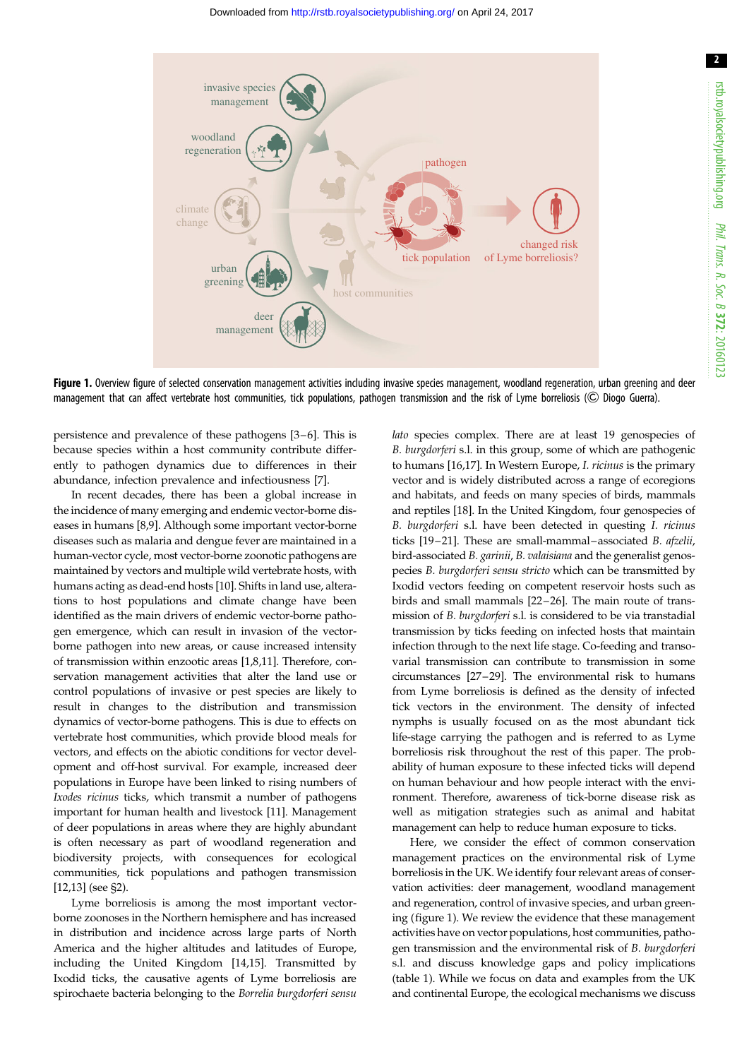**Figure 1.** Overview figure of selected conservation management activities including invasive species management, woodland regeneration, urban greening and deer management that can affect vertebrate host communities, tick populations, pathogen transmission and the risk of Lyme borreliosis (© Diogo Guerra).

persistence and prevalence of these pathogens [3–6]. This is because species within a host community contribute differently to pathogen dynamics due to differences in their abundance, infection prevalence and infectiousness [7].

In recent decades, there has been a global increase in the incidence of many emerging and endemic vector-borne diseases in humans [8,9]. Although some important vector-borne diseases such as malaria and dengue fever are maintained in a human-vector cycle, most vector-borne zoonotic pathogens are maintained by vectors and multiple wild vertebrate hosts, with humans acting as dead-end hosts [10]. Shifts in land use, alterations to host populations and climate change have been identified as the main drivers of endemic vector-borne pathogen emergence, which can result in invasion of the vector-borne pathogen into new areas, or cause increased intensity of transmission within enzootic areas [1,8,11]. Therefore, conservation management activities that alter the land use or control populations of invasive or pest species are likely to result in changes to the distribution and transmission dynamics of vector-borne pathogens. This is due to effects on vertebrate host communities, which provide blood meals for vectors, and effects on the abiotic conditions for vector development and off-host survival. For example, increased deer populations in Europe have been linked to rising numbers of *Ixodes ricinus* ticks, which transmit a number of pathogens important for human health and livestock [11]. Management of deer populations in areas where they are highly abundant is often necessary as part of woodland regeneration and biodiversity projects, with consequences for ecological communities, tick populations and pathogen transmission [12,13] (see §2).

Lyme borreliosis is among the most important vector-borne zoonoses in the Northern hemisphere and has increased in distribution and incidence across large parts of North America and the higher altitudes and latitudes of Europe, including the United Kingdom [14,15]. Transmitted by Ixodid ticks, the causative agents of Lyme borreliosis are spirochaete bacteria belonging to the *Borrelia burgdorferi sensu lato* species complex. There are at least 19 genospecies of *B. burgdorferi* s.l. in this group, some of which are pathogenic to humans [16,17]. In Western Europe, *I. ricinus* is the primary vector and is widely distributed across a range of ecoregions and habitats, and feeds on many species of birds, mammals and reptiles [18]. In the United Kingdom, four genospecies of *B. burgdorferi* s.l. have been detected in questing *I. ricinus* ticks [19–21]. These are small-mammal–associated *B. afzelii*, bird-associated *B. garinii*, *B. valaisiana* and the generalist genospecies *B. burgdorferi sensu stricto* which can be transmitted by Ixodid vectors feeding on competent reservoir hosts such as birds and small mammals [22–26]. The main route of transmission of *B. burgdorferi* s.l. is considered to be via transtadial transmission by ticks feeding on infected hosts that maintain infection through to the next life stage. Co-feeding and transovarial transmission can contribute to transmission in some circumstances [27–29]. The environmental risk to humans from Lyme borreliosis is defined as the density of infected tick vectors in the environment. The density of infected nymphs is usually focused on as the most abundant tick life-stage carrying the pathogen and is referred to as Lyme borreliosis risk throughout the rest of this paper. The probability of human exposure to these infected ticks will depend on human behaviour and how people interact with the environment. Therefore, awareness of tick-borne disease risk as well as mitigation strategies such as animal and habitat management can help to reduce human exposure to ticks.

Here, we consider the effect of common conservation management practices on the environmental risk of Lyme borreliosis in the UK. We identify four relevant areas of conservation activities: deer management, woodland management and regeneration, control of invasive species, and urban greening (figure 1). We review the evidence that these management activities have on vector populations, host communities, pathogen transmission and the environmental risk of *B. burgdorferi* s.l. and discuss knowledge gaps and policy implications (table 1). While we focus on data and examples from the UK and continental Europe, the ecological mechanisms we discuss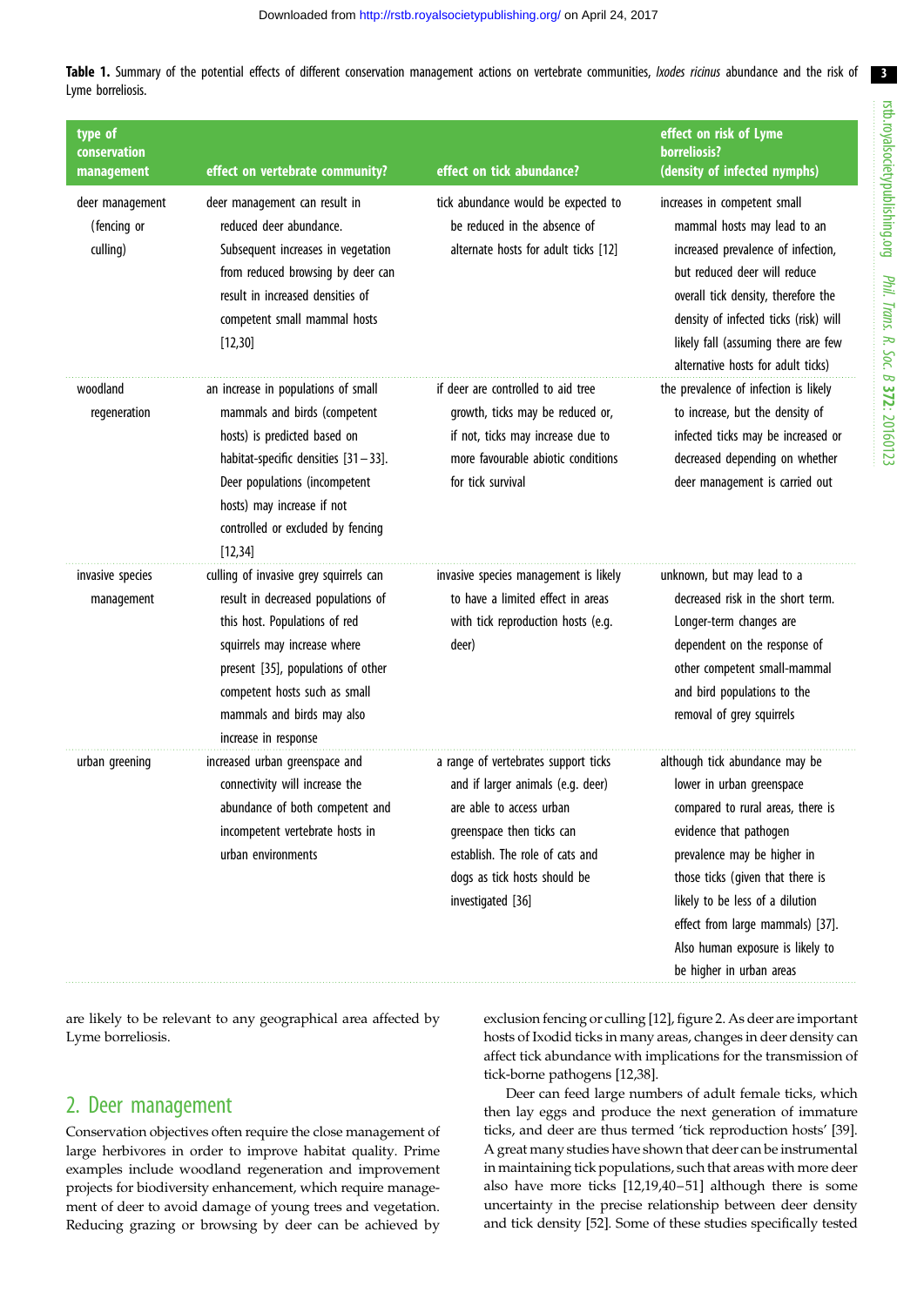**Table 1.** Summary of the potential effects of different conservation management actions on vertebrate communities, *Ixodes ricinus* abundance and the risk of Lyme borreliosis.

| type of conservation management | effect on vertebrate community? | effect on tick abundance? | effect on risk of Lyme borreliosis? (density of infected nymphs) |
|---|---|---|---|
| deer management (fencing or culling) | deer management can result in reduced deer abundance. Subsequent increases in vegetation from reduced browsing by deer can result in increased densities of competent small mammal hosts [12,30] | tick abundance would be expected to be reduced in the absence of alternate hosts for adult ticks [12] | increases in competent small mammal hosts may lead to an increased prevalence of infection, but reduced deer will reduce overall tick density, therefore the density of infected ticks (risk) will likely fall (assuming there are few alternative hosts for adult ticks) |
| woodland regeneration | an increase in populations of small mammals and birds (competent hosts) is predicted based on habitat-specific densities [31–33]. Deer populations (incompetent hosts) may increase if not controlled or excluded by fencing [12,34] | if deer are controlled to aid tree growth, ticks may be reduced or, if not, ticks may increase due to more favourable abiotic conditions for tick survival | the prevalence of infection is likely to increase, but the density of infected ticks may be increased or decreased depending on whether deer management is carried out |
| invasive species management | culling of invasive grey squirrels can result in decreased populations of this host. Populations of red squirrels may increase where present [35], populations of other competent hosts such as small mammals and birds may also increase in response | invasive species management is likely to have a limited effect in areas with tick reproduction hosts (e.g. deer) | unknown, but may lead to a decreased risk in the short term. Longer-term changes are dependent on the response of other competent small-mammal and bird populations to the removal of grey squirrels |
| urban greening | increased urban greenspace and connectivity will increase the abundance of both competent and incompetent vertebrate hosts in urban environments | a range of vertebrates support ticks and if larger animals (e.g. deer) are able to access urban greenspace then ticks can establish. The role of cats and dogs as tick hosts should be investigated [36] | although tick abundance may be lower in urban greenspace compared to rural areas, there is evidence that pathogen prevalence may be higher in those ticks (given that there is likely to be less of a dilution effect from large mammals) [37]. Also human exposure is likely to be higher in urban areas |

are likely to be relevant to any geographical area affected by Lyme borreliosis.

## 2. Deer management

Conservation objectives often require the close management of large herbivores in order to improve habitat quality. Prime examples include woodland regeneration and improvement projects for biodiversity enhancement, which require management of deer to avoid damage of young trees and vegetation. Reducing grazing or browsing by deer can be achieved by exclusion fencing or culling [12], figure 2. As deer are important hosts of Ixodid ticks in many areas, changes in deer density can affect tick abundance with implications for the transmission of tick-borne pathogens [12,38].

Deer can feed large numbers of adult female ticks, which then lay eggs and produce the next generation of immature ticks, and deer are thus termed 'tick reproduction hosts' [39]. A great many studies have shown that deer can be instrumental in maintaining tick populations, such that areas with more deer also have more ticks [12,19,40–51] although there is some uncertainty in the precise relationship between deer density and tick density [52]. Some of these studies specifically tested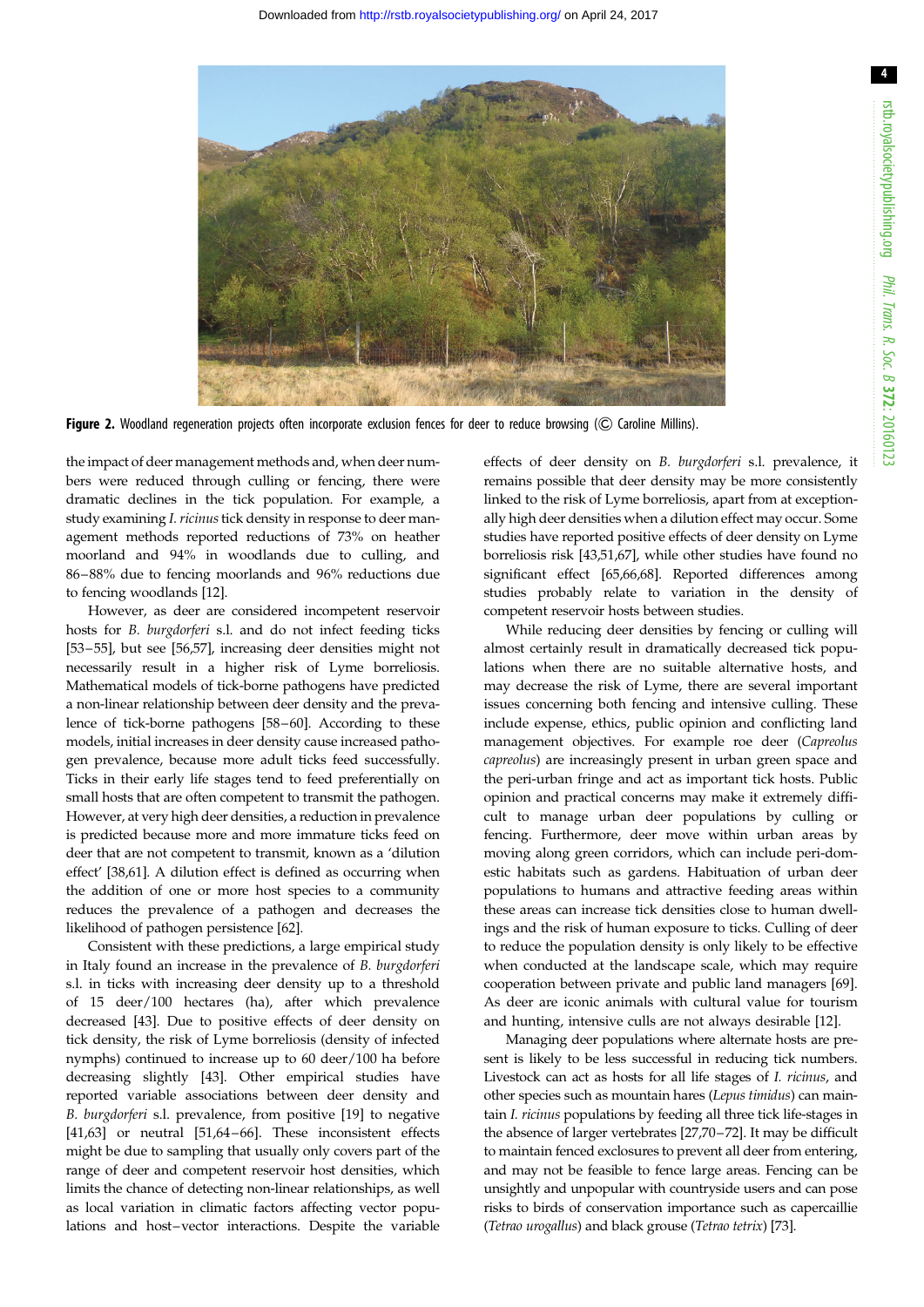**Figure 2.** Woodland regeneration projects often incorporate exclusion fences for deer to reduce browsing (© Caroline Millins).

the impact of deer management methods and, when deer numbers were reduced through culling or fencing, there were dramatic declines in the tick population. For example, a study examining *I. ricinus* tick density in response to deer management methods reported reductions of 73% on heather moorland and 94% in woodlands due to culling, and 86–88% due to fencing moorlands and 96% reductions due to fencing woodlands [12].

However, as deer are considered incompetent reservoir hosts for *B. burgdorferi* s.l. and do not infect feeding ticks [53–55], but see [56,57], increasing deer densities might not necessarily result in a higher risk of Lyme borreliosis. Mathematical models of tick-borne pathogens have predicted a non-linear relationship between deer density and the prevalence of tick-borne pathogens [58–60]. According to these models, initial increases in deer density cause increased pathogen prevalence, because more adult ticks feed successfully. Ticks in their early life stages tend to feed preferentially on small hosts that are often competent to transmit the pathogen. However, at very high deer densities, a reduction in prevalence is predicted because more and more immature ticks feed on deer that are not competent to transmit, known as a 'dilution effect' [38,61]. A dilution effect is defined as occurring when the addition of one or more host species to a community reduces the prevalence of a pathogen and decreases the likelihood of pathogen persistence [62].

Consistent with these predictions, a large empirical study in Italy found an increase in the prevalence of *B. burgdorferi* s.l. in ticks with increasing deer density up to a threshold of 15 deer/100 hectares (ha), after which prevalence decreased [43]. Due to positive effects of deer density on tick density, the risk of Lyme borreliosis (density of infected nymphs) continued to increase up to 60 deer/100 ha before decreasing slightly [43]. Other empirical studies have reported variable associations between deer density and *B. burgdorferi* s.l. prevalence, from positive [19] to negative [41,63] or neutral [51,64–66]. These inconsistent effects might be due to sampling that usually only covers part of the range of deer and competent reservoir host densities, which limits the chance of detecting non-linear relationships, as well as local variation in climatic factors affecting vector populations and host–vector interactions. Despite the variable effects of deer density on *B. burgdorferi* s.l. prevalence, it remains possible that deer density may be more consistently linked to the risk of Lyme borreliosis, apart from at exceptionally high deer densities when a dilution effect may occur. Some studies have reported positive effects of deer density on Lyme borreliosis risk [43,51,67], while other studies have found no significant effect [65,66,68]. Reported differences among studies probably relate to variation in the density of competent reservoir hosts between studies.

While reducing deer densities by fencing or culling will almost certainly result in dramatically decreased tick populations when there are no suitable alternative hosts, and may decrease the risk of Lyme, there are several important issues concerning both fencing and intensive culling. These include expense, ethics, public opinion and conflicting land management objectives. For example roe deer (*Capreolus capreolus*) are increasingly present in urban green space and the peri-urban fringe and act as important tick hosts. Public opinion and practical concerns may make it extremely difficult to manage urban deer populations by culling or fencing. Furthermore, deer move within urban areas by moving along green corridors, which can include peri-domestic habitats such as gardens. Habituation of urban deer populations to humans and attractive feeding areas within these areas can increase tick densities close to human dwellings and the risk of human exposure to ticks. Culling of deer to reduce the population density is only likely to be effective when conducted at the landscape scale, which may require cooperation between private and public land managers [69]. As deer are iconic animals with cultural value for tourism and hunting, intensive culls are not always desirable [12].

Managing deer populations where alternate hosts are present is likely to be less successful in reducing tick numbers. Livestock can act as hosts for all life stages of *I. ricinus*, and other species such as mountain hares (*Lepus timidus*) can maintain *I. ricinus* populations by feeding all three tick life-stages in the absence of larger vertebrates [27,70–72]. It may be difficult to maintain fenced exclosures to prevent all deer from entering, and may not be feasible to fence large areas. Fencing can be unsightly and unpopular with countryside users and can pose risks to birds of conservation importance such as capercaillie (*Tetrao urogallus*) and black grouse (*Tetrao tetrix*) [73].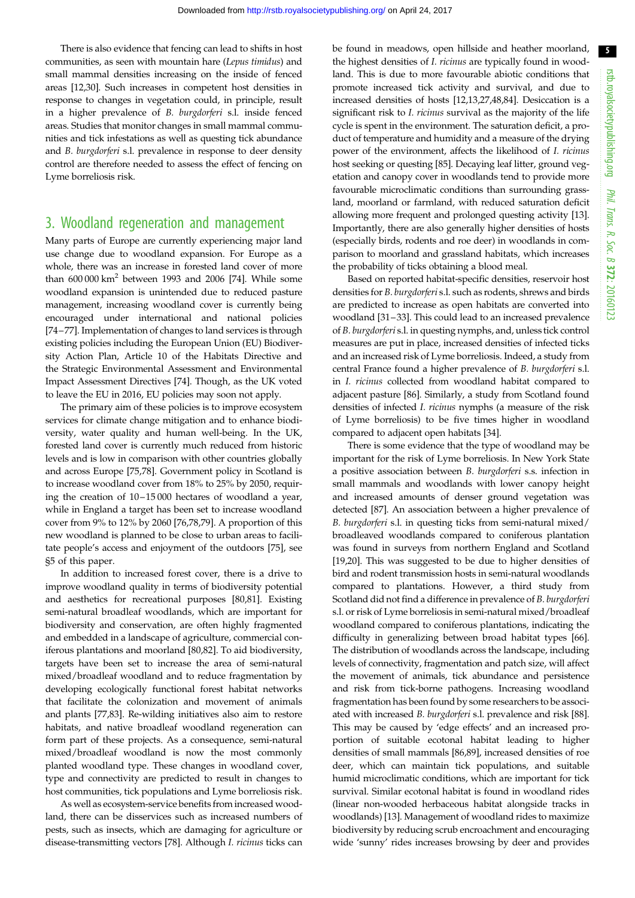There is also evidence that fencing can lead to shifts in host communities, as seen with mountain hare (*Lepus timidus*) and small mammal densities increasing on the inside of fenced areas [12,30]. Such increases in competent host densities in response to changes in vegetation could, in principle, result in a higher prevalence of *B. burgdorferi* s.l. inside fenced areas. Studies that monitor changes in small mammal communities and tick infestations as well as questing tick abundance and *B. burgdorferi* s.l. prevalence in response to deer density control are therefore needed to assess the effect of fencing on Lyme borreliosis risk.

## 3. Woodland regeneration and management

Many parts of Europe are currently experiencing major land use change due to woodland expansion. For Europe as a whole, there was an increase in forested land cover of more than 600 000 km$^2$ between 1993 and 2006 [74]. While some woodland expansion is unintended due to reduced pasture management, increasing woodland cover is currently being encouraged under international and national policies [74–77]. Implementation of changes to land services is through existing policies including the European Union (EU) Biodiversity Action Plan, Article 10 of the Habitats Directive and the Strategic Environmental Assessment and Environmental Impact Assessment Directives [74]. Though, as the UK voted to leave the EU in 2016, EU policies may soon not apply.

The primary aim of these policies is to improve ecosystem services for climate change mitigation and to enhance biodiversity, water quality and human well-being. In the UK, forested land cover is currently much reduced from historic levels and is low in comparison with other countries globally and across Europe [75,78]. Government policy in Scotland is to increase woodland cover from 18% to 25% by 2050, requiring the creation of 10–15 000 hectares of woodland a year, while in England a target has been set to increase woodland cover from 9% to 12% by 2060 [76,78,79]. A proportion of this new woodland is planned to be close to urban areas to facilitate people's access and enjoyment of the outdoors [75], see §5 of this paper.

In addition to increased forest cover, there is a drive to improve woodland quality in terms of biodiversity potential and aesthetics for recreational purposes [80,81]. Existing semi-natural broadleaf woodlands, which are important for biodiversity and conservation, are often highly fragmented and embedded in a landscape of agriculture, commercial coniferous plantations and moorland [80,82]. To aid biodiversity, targets have been set to increase the area of semi-natural mixed/broadleaf woodland and to reduce fragmentation by developing ecologically functional forest habitat networks that facilitate the colonization and movement of animals and plants [77,83]. Re-wilding initiatives also aim to restore habitats, and native broadleaf woodland regeneration can form part of these projects. As a consequence, semi-natural mixed/broadleaf woodland is now the most commonly planted woodland type. These changes in woodland cover, type and connectivity are predicted to result in changes to host communities, tick populations and Lyme borreliosis risk.

As well as ecosystem-service benefits from increased woodland, there can be disservices such as increased numbers of pests, such as insects, which are damaging for agriculture or disease-transmitting vectors [78]. Although *I. ricinus* ticks can be found in meadows, open hillside and heather moorland, the highest densities of *I. ricinus* are typically found in woodland. This is due to more favourable abiotic conditions that promote increased tick activity and survival, and due to increased densities of hosts [12,13,27,48,84]. Desiccation is a significant risk to *I. ricinus* survival as the majority of the life cycle is spent in the environment. The saturation deficit, a product of temperature and humidity and a measure of the drying power of the environment, affects the likelihood of *I. ricinus* host seeking or questing [85]. Decaying leaf litter, ground vegetation and canopy cover in woodlands tend to provide more favourable microclimatic conditions than surrounding grassland, moorland or farmland, with reduced saturation deficit allowing more frequent and prolonged questing activity [13]. Importantly, there are also generally higher densities of hosts (especially birds, rodents and roe deer) in woodlands in comparison to moorland and grassland habitats, which increases the probability of ticks obtaining a blood meal.

Based on reported habitat-specific densities, reservoir host densities for *B. burgdorferi* s.l. such as rodents, shrews and birds are predicted to increase as open habitats are converted into woodland [31–33]. This could lead to an increased prevalence of *B. burgdorferi* s.l. in questing nymphs, and, unless tick control measures are put in place, increased densities of infected ticks and an increased risk of Lyme borreliosis. Indeed, a study from central France found a higher prevalence of *B. burgdorferi* s.l. in *I. ricinus* collected from woodland habitat compared to adjacent pasture [86]. Similarly, a study from Scotland found densities of infected *I. ricinus* nymphs (a measure of the risk of Lyme borreliosis) to be five times higher in woodland compared to adjacent open habitats [34].

There is some evidence that the type of woodland may be important for the risk of Lyme borreliosis. In New York State a positive association between *B. burgdorferi* s.s. infection in small mammals and woodlands with lower canopy height and increased amounts of denser ground vegetation was detected [87]. An association between a higher prevalence of *B. burgdorferi* s.l. in questing ticks from semi-natural mixed/broadleaved woodlands compared to coniferous plantation was found in surveys from northern England and Scotland [19,20]. This was suggested to be due to higher densities of bird and rodent transmission hosts in semi-natural woodlands compared to plantations. However, a third study from Scotland did not find a difference in prevalence of *B. burgdorferi* s.l. or risk of Lyme borreliosis in semi-natural mixed/broadleaf woodland compared to coniferous plantations, indicating the difficulty in generalizing between broad habitat types [66]. The distribution of woodlands across the landscape, including levels of connectivity, fragmentation and patch size, will affect the movement of animals, tick abundance and persistence and risk from tick-borne pathogens. Increasing woodland fragmentation has been found by some researchers to be associated with increased *B. burgdorferi* s.l. prevalence and risk [88]. This may be caused by 'edge effects' and an increased proportion of suitable ecotonal habitat leading to higher densities of small mammals [86,89], increased densities of roe deer, which can maintain tick populations, and suitable humid microclimatic conditions, which are important for tick survival. Similar ecotonal habitat is found in woodland rides (linear non-wooded herbaceous habitat alongside tracks in woodlands) [13]. Management of woodland rides to maximize biodiversity by reducing scrub encroachment and encouraging wide 'sunny' rides increases browsing by deer and provides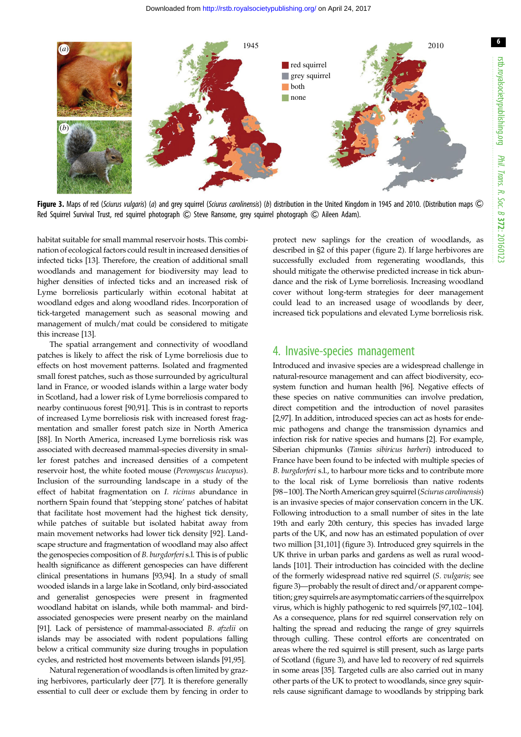Figure 3. Maps of red (*Sciurus vulgaris*) (*a*) and grey squirrel (*Sciurus carolinensis*) (*b*) distribution in the United Kingdom in 1945 and 2010. (Distribution maps © Red Squirrel Survival Trust, red squirrel photograph © Steve Ransome, grey squirrel photograph © Aileen Adam).

habitat suitable for small mammal reservoir hosts. This combination of ecological factors could result in increased densities of infected ticks [13]. Therefore, the creation of additional small woodlands and management for biodiversity may lead to higher densities of infected ticks and an increased risk of Lyme borreliosis particularly within ecotonal habitat at woodland edges and along woodland rides. Incorporation of tick-targeted management such as seasonal mowing and management of mulch/mat could be considered to mitigate this increase [13].

The spatial arrangement and connectivity of woodland patches is likely to affect the risk of Lyme borreliosis due to effects on host movement patterns. Isolated and fragmented small forest patches, such as those surrounded by agricultural land in France, or wooded islands within a large water body in Scotland, had a lower risk of Lyme borreliosis compared to nearby continuous forest [90,91]. This is in contrast to reports of increased Lyme borreliosis risk with increased forest fragmentation and smaller forest patch size in North America [88]. In North America, increased Lyme borreliosis risk was associated with decreased mammal-species diversity in smaller forest patches and increased densities of a competent reservoir host, the white footed mouse (*Peromyscus leucopus*). Inclusion of the surrounding landscape in a study of the effect of habitat fragmentation on *I. ricinus* abundance in northern Spain found that 'stepping stone' patches of habitat that facilitate host movement had the highest tick density, while patches of suitable but isolated habitat away from main movement networks had lower tick density [92]. Landscape structure and fragmentation of woodland may also affect the genospecies composition of *B. burgdorferi* s.l. This is of public health significance as different genospecies can have different clinical presentations in humans [93,94]. In a study of small wooded islands in a large lake in Scotland, only bird-associated and generalist genospecies were present in fragmented woodland habitat on islands, while both mammal- and bird-associated genospecies were present nearby on the mainland [91]. Lack of persistence of mammal-associated *B. afzelii* on islands may be associated with rodent populations falling below a critical community size during troughs in population cycles, and restricted host movements between islands [91,95].

Natural regeneration of woodlands is often limited by grazing herbivores, particularly deer [77]. It is therefore generally essential to cull deer or exclude them by fencing in order to protect new saplings for the creation of woodlands, as described in §2 of this paper (figure 2). If large herbivores are successfully excluded from regenerating woodlands, this should mitigate the otherwise predicted increase in tick abundance and the risk of Lyme borreliosis. Increasing woodland cover without long-term strategies for deer management could lead to an increased usage of woodlands by deer, increased tick populations and elevated Lyme borreliosis risk.

## 4. Invasive-species management

Introduced and invasive species are a widespread challenge in natural-resource management and can affect biodiversity, ecosystem function and human health [96]. Negative effects of these species on native communities can involve predation, direct competition and the introduction of novel parasites [2,97]. In addition, introduced species can act as hosts for endemic pathogens and change the transmission dynamics and infection risk for native species and humans [2]. For example, Siberian chipmunks (*Tamias sibiricus barberi*) introduced to France have been found to be infected with multiple species of *B. burgdorferi* s.l., to harbour more ticks and to contribute more to the local risk of Lyme borreliosis than native rodents [98–100]. The North American grey squirrel (*Sciurus carolinensis*) is an invasive species of major conservation concern in the UK. Following introduction to a small number of sites in the late 19th and early 20th century, this species has invaded large parts of the UK, and now has an estimated population of over two million [31,101] (figure 3). Introduced grey squirrels in the UK thrive in urban parks and gardens as well as rural woodlands [101]. Their introduction has coincided with the decline of the formerly widespread native red squirrel (*S. vulgaris*; see figure 3)—probably the result of direct and/or apparent competition; grey squirrels are asymptomatic carriers of the squirrelpox virus, which is highly pathogenic to red squirrels [97,102–104]. As a consequence, plans for red squirrel conservation rely on halting the spread and reducing the range of grey squirrels through culling. These control efforts are concentrated on areas where the red squirrel is still present, such as large parts of Scotland (figure 3), and have led to recovery of red squirrels in some areas [35]. Targeted culls are also carried out in many other parts of the UK to protect to woodlands, since grey squirrels cause significant damage to woodlands by stripping bark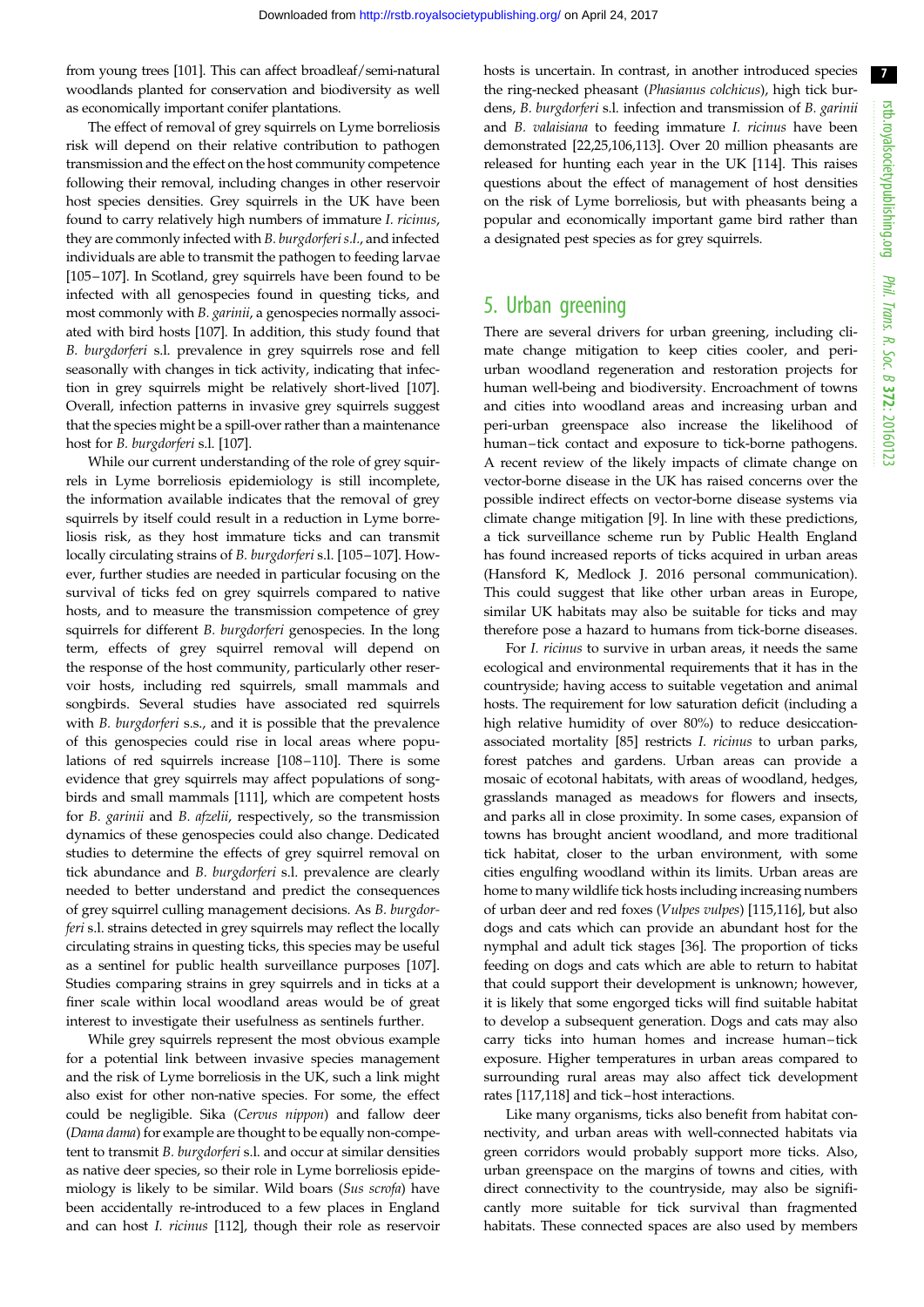from young trees [101]. This can affect broadleaf/semi-natural woodlands planted for conservation and biodiversity as well as economically important conifer plantations.

The effect of removal of grey squirrels on Lyme borreliosis risk will depend on their relative contribution to pathogen transmission and the effect on the host community competence following their removal, including changes in other reservoir host species densities. Grey squirrels in the UK have been found to carry relatively high numbers of immature *I. ricinus*, they are commonly infected with *B. burgdorferi s.l.*, and infected individuals are able to transmit the pathogen to feeding larvae [105–107]. In Scotland, grey squirrels have been found to be infected with all genospecies found in questing ticks, and most commonly with *B. garinii*, a genospecies normally associated with bird hosts [107]. In addition, this study found that *B. burgdorferi* s.l. prevalence in grey squirrels rose and fell seasonally with changes in tick activity, indicating that infection in grey squirrels might be relatively short-lived [107]. Overall, infection patterns in invasive grey squirrels suggest that the species might be a spill-over rather than a maintenance host for *B. burgdorferi* s.l. [107].

While our current understanding of the role of grey squirrels in Lyme borreliosis epidemiology is still incomplete, the information available indicates that the removal of grey squirrels by itself could result in a reduction in Lyme borreliosis risk, as they host immature ticks and can transmit locally circulating strains of *B. burgdorferi* s.l. [105–107]. However, further studies are needed in particular focusing on the survival of ticks fed on grey squirrels compared to native hosts, and to measure the transmission competence of grey squirrels for different *B. burgdorferi* genospecies. In the long term, effects of grey squirrel removal will depend on the response of the host community, particularly other reservoir hosts, including red squirrels, small mammals and songbirds. Several studies have associated red squirrels with *B. burgdorferi* s.s., and it is possible that the prevalence of this genospecies could rise in local areas where populations of red squirrels increase [108–110]. There is some evidence that grey squirrels may affect populations of songbirds and small mammals [111], which are competent hosts for *B. garinii* and *B. afzelii*, respectively, so the transmission dynamics of these genospecies could also change. Dedicated studies to determine the effects of grey squirrel removal on tick abundance and *B. burgdorferi* s.l. prevalence are clearly needed to better understand and predict the consequences of grey squirrel culling management decisions. As *B. burgdorferi* s.l. strains detected in grey squirrels may reflect the locally circulating strains in questing ticks, this species may be useful as a sentinel for public health surveillance purposes [107]. Studies comparing strains in grey squirrels and in ticks at a finer scale within local woodland areas would be of great interest to investigate their usefulness as sentinels further.

While grey squirrels represent the most obvious example for a potential link between invasive species management and the risk of Lyme borreliosis in the UK, such a link might also exist for other non-native species. For some, the effect could be negligible. Sika (*Cervus nippon*) and fallow deer (*Dama dama*) for example are thought to be equally non-competent to transmit *B. burgdorferi* s.l. and occur at similar densities as native deer species, so their role in Lyme borreliosis epidemiology is likely to be similar. Wild boars (*Sus scrofa*) have been accidentally re-introduced to a few places in England and can host *I. ricinus* [112], though their role as reservoir hosts is uncertain. In contrast, in another introduced species the ring-necked pheasant (*Phasianus colchicus*), high tick burdens, *B. burgdorferi* s.l. infection and transmission of *B. garinii* and *B. valaisiana* to feeding immature *I. ricinus* have been demonstrated [22,25,106,113]. Over 20 million pheasants are released for hunting each year in the UK [114]. This raises questions about the effect of management of host densities on the risk of Lyme borreliosis, but with pheasants being a popular and economically important game bird rather than a designated pest species as for grey squirrels.

## 5. Urban greening

There are several drivers for urban greening, including climate change mitigation to keep cities cooler, and peri-urban woodland regeneration and restoration projects for human well-being and biodiversity. Encroachment of towns and cities into woodland areas and increasing urban and peri-urban greenspace also increase the likelihood of human–tick contact and exposure to tick-borne pathogens. A recent review of the likely impacts of climate change on vector-borne disease in the UK has raised concerns over the possible indirect effects on vector-borne disease systems via climate change mitigation [9]. In line with these predictions, a tick surveillance scheme run by Public Health England has found increased reports of ticks acquired in urban areas (Hansford K, Medlock J. 2016 personal communication). This could suggest that like other urban areas in Europe, similar UK habitats may also be suitable for ticks and may therefore pose a hazard to humans from tick-borne diseases.

For *I. ricinus* to survive in urban areas, it needs the same ecological and environmental requirements that it has in the countryside; having access to suitable vegetation and animal hosts. The requirement for low saturation deficit (including a high relative humidity of over 80%) to reduce desiccation-associated mortality [85] restricts *I. ricinus* to urban parks, forest patches and gardens. Urban areas can provide a mosaic of ecotonal habitats, with areas of woodland, hedges, grasslands managed as meadows for flowers and insects, and parks all in close proximity. In some cases, expansion of towns has brought ancient woodland, and more traditional tick habitat, closer to the urban environment, with some cities engulfing woodland within its limits. Urban areas are home to many wildlife tick hosts including increasing numbers of urban deer and red foxes (*Vulpes vulpes*) [115,116], but also dogs and cats which can provide an abundant host for the nymphal and adult tick stages [36]. The proportion of ticks feeding on dogs and cats which are able to return to habitat that could support their development is unknown; however, it is likely that some engorged ticks will find suitable habitat to develop a subsequent generation. Dogs and cats may also carry ticks into human homes and increase human–tick exposure. Higher temperatures in urban areas compared to surrounding rural areas may also affect tick development rates [117,118] and tick–host interactions.

Like many organisms, ticks also benefit from habitat connectivity, and urban areas with well-connected habitats via green corridors would probably support more ticks. Also, urban greenspace on the margins of towns and cities, with direct connectivity to the countryside, may also be significantly more suitable for tick survival than fragmented habitats. These connected spaces are also used by members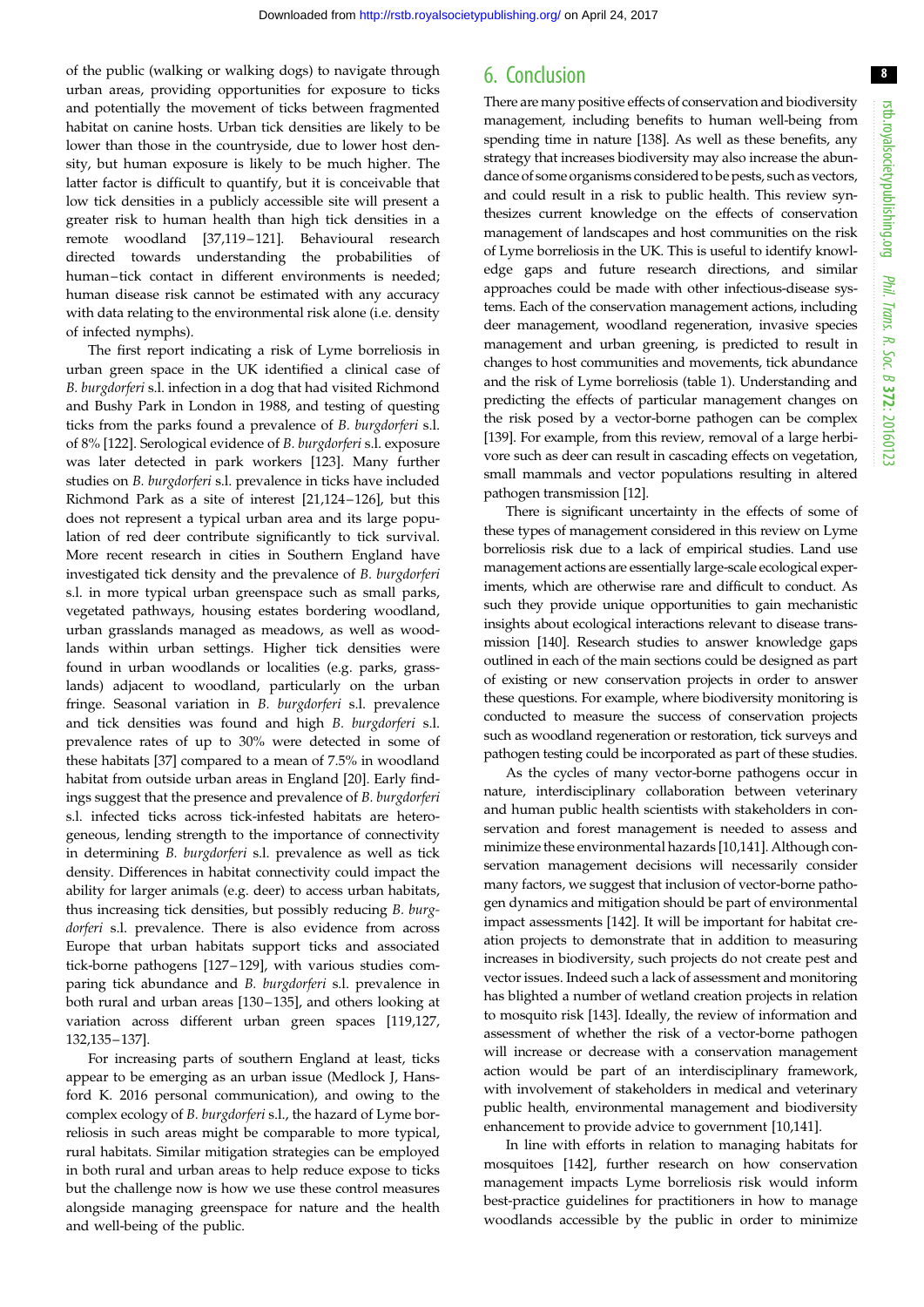of the public (walking or walking dogs) to navigate through urban areas, providing opportunities for exposure to ticks and potentially the movement of ticks between fragmented habitat on canine hosts. Urban tick densities are likely to be lower than those in the countryside, due to lower host density, but human exposure is likely to be much higher. The latter factor is difficult to quantify, but it is conceivable that low tick densities in a publicly accessible site will present a greater risk to human health than high tick densities in a remote woodland [37,119–121]. Behavioural research directed towards understanding the probabilities of human–tick contact in different environments is needed; human disease risk cannot be estimated with any accuracy with data relating to the environmental risk alone (i.e. density of infected nymphs).

The first report indicating a risk of Lyme borreliosis in urban green space in the UK identified a clinical case of *B. burgdorferi* s.l. infection in a dog that had visited Richmond and Bushy Park in London in 1988, and testing of questing ticks from the parks found a prevalence of *B. burgdorferi* s.l. of 8% [122]. Serological evidence of *B. burgdorferi* s.l. exposure was later detected in park workers [123]. Many further studies on *B. burgdorferi* s.l. prevalence in ticks have included Richmond Park as a site of interest [21,124–126], but this does not represent a typical urban area and its large population of red deer contribute significantly to tick survival. More recent research in cities in Southern England have investigated tick density and the prevalence of *B. burgdorferi* s.l. in more typical urban greenspace such as small parks, vegetated pathways, housing estates bordering woodland, urban grasslands managed as meadows, as well as woodlands within urban settings. Higher tick densities were found in urban woodlands or localities (e.g. parks, grasslands) adjacent to woodland, particularly on the urban fringe. Seasonal variation in *B. burgdorferi* s.l. prevalence and tick densities was found and high *B. burgdorferi* s.l. prevalence rates of up to 30% were detected in some of these habitats [37] compared to a mean of 7.5% in woodland habitat from outside urban areas in England [20]. Early findings suggest that the presence and prevalence of *B. burgdorferi* s.l. infected ticks across tick-infested habitats are heterogeneous, lending strength to the importance of connectivity in determining *B. burgdorferi* s.l. prevalence as well as tick density. Differences in habitat connectivity could impact the ability for larger animals (e.g. deer) to access urban habitats, thus increasing tick densities, but possibly reducing *B. burgdorferi* s.l. prevalence. There is also evidence from across Europe that urban habitats support ticks and associated tick-borne pathogens [127–129], with various studies comparing tick abundance and *B. burgdorferi* s.l. prevalence in both rural and urban areas [130–135], and others looking at variation across different urban green spaces [119,127,132,135–137].

For increasing parts of southern England at least, ticks appear to be emerging as an urban issue (Medlock J, Hansford K. 2016 personal communication), and owing to the complex ecology of *B. burgdorferi* s.l., the hazard of Lyme borreliosis in such areas might be comparable to more typical, rural habitats. Similar mitigation strategies can be employed in both rural and urban areas to help reduce expose to ticks but the challenge now is how we use these control measures alongside managing greenspace for nature and the health and well-being of the public.

## 6. Conclusion

There are many positive effects of conservation and biodiversity management, including benefits to human well-being from spending time in nature [138]. As well as these benefits, any strategy that increases biodiversity may also increase the abundance of some organisms considered to be pests, such as vectors, and could result in a risk to public health. This review synthesizes current knowledge on the effects of conservation management of landscapes and host communities on the risk of Lyme borreliosis in the UK. This is useful to identify knowledge gaps and future research directions, and similar approaches could be made with other infectious-disease systems. Each of the conservation management actions, including deer management, woodland regeneration, invasive species management and urban greening, is predicted to result in changes to host communities and movements, tick abundance and the risk of Lyme borreliosis (table 1). Understanding and predicting the effects of particular management changes on the risk posed by a vector-borne pathogen can be complex [139]. For example, from this review, removal of a large herbivore such as deer can result in cascading effects on vegetation, small mammals and vector populations resulting in altered pathogen transmission [12].

There is significant uncertainty in the effects of some of these types of management considered in this review on Lyme borreliosis risk due to a lack of empirical studies. Land use management actions are essentially large-scale ecological experiments, which are otherwise rare and difficult to conduct. As such they provide unique opportunities to gain mechanistic insights about ecological interactions relevant to disease transmission [140]. Research studies to answer knowledge gaps outlined in each of the main sections could be designed as part of existing or new conservation projects in order to answer these questions. For example, where biodiversity monitoring is conducted to measure the success of conservation projects such as woodland regeneration or restoration, tick surveys and pathogen testing could be incorporated as part of these studies.

As the cycles of many vector-borne pathogens occur in nature, interdisciplinary collaboration between veterinary and human public health scientists with stakeholders in conservation and forest management is needed to assess and minimize these environmental hazards [10,141]. Although conservation management decisions will necessarily consider many factors, we suggest that inclusion of vector-borne pathogen dynamics and mitigation should be part of environmental impact assessments [142]. It will be important for habitat creation projects to demonstrate that in addition to measuring increases in biodiversity, such projects do not create pest and vector issues. Indeed such a lack of assessment and monitoring has blighted a number of wetland creation projects in relation to mosquito risk [143]. Ideally, the review of information and assessment of whether the risk of a vector-borne pathogen will increase or decrease with a conservation management action would be part of an interdisciplinary framework, with involvement of stakeholders in medical and veterinary public health, environmental management and biodiversity enhancement to provide advice to government [10,141].

In line with efforts in relation to managing habitats for mosquitoes [142], further research on how conservation management impacts Lyme borreliosis risk would inform best-practice guidelines for practitioners in how to manage woodlands accessible by the public in order to minimize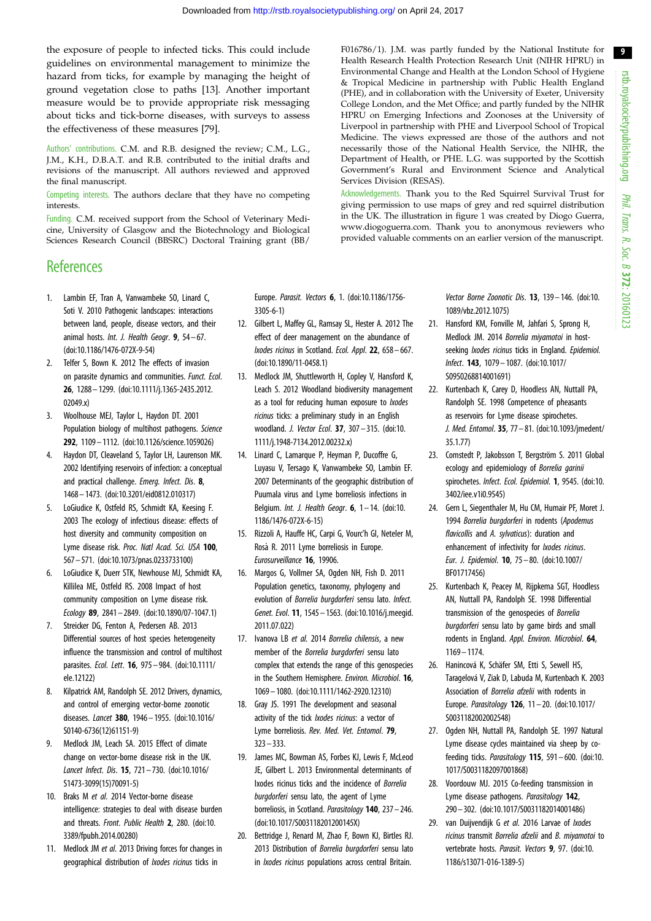the exposure of people to infected ticks. This could include guidelines on environmental management to minimize the hazard from ticks, for example by managing the height of ground vegetation close to paths [13]. Another important measure would be to provide appropriate risk messaging about ticks and tick-borne diseases, with surveys to assess the effectiveness of these measures [79].

Authors' contributions. C.M. and R.B. designed the review; C.M., L.G., J.M., K.H., D.B.A.T. and R.B. contributed to the initial drafts and revisions of the manuscript. All authors reviewed and approved the final manuscript.

Competing interests. The authors declare that they have no competing interests.

Funding. C.M. received support from the School of Veterinary Medicine, University of Glasgow and the Biotechnology and Biological Sciences Research Council (BBSRC) Doctoral Training grant (BB/F016786/1). J.M. was partly funded by the National Institute for Health Research Health Protection Research Unit (NIHR HPRU) in Environmental Change and Health at the London School of Hygiene & Tropical Medicine in partnership with Public Health England (PHE), and in collaboration with the University of Exeter, University College London, and the Met Office; and partly funded by the NIHR HPRU on Emerging Infections and Zoonoses at the University of Liverpool in partnership with PHE and Liverpool School of Tropical Medicine. The views expressed are those of the authors and not necessarily those of the National Health Service, the NIHR, the Department of Health, or PHE. L.G. was supported by the Scottish Government's Rural and Environment Science and Analytical Services Division (RESAS).

Acknowledgements. Thank you to the Red Squirrel Survival Trust for giving permission to use maps of grey and red squirrel distribution in the UK. The illustration in figure 1 was created by Diogo Guerra, www.diogoguerra.com. Thank you to anonymous reviewers who provided valuable comments on an earlier version of the manuscript.

## References

1. Lambin EF, Tran A, Vanwambeke SO, Linard C, Soti V. 2010 Pathogenic landscapes: interactions between land, people, disease vectors, and their animal hosts. *Int. J. Health Geogr*. **9**, 54–67. (doi:10.1186/1476-072X-9-54)
2. Telfer S, Bown K. 2012 The effects of invasion on parasite dynamics and communities. *Funct. Ecol*. **26**, 1288–1299. (doi:10.1111/j.1365-2435.2012.02049.x)
3. Woolhouse MEJ, Taylor L, Haydon DT. 2001 Population biology of multihost pathogens. *Science* **292**, 1109–1112. (doi:10.1126/science.1059026)
4. Haydon DT, Cleaveland S, Taylor LH, Laurenson MK. 2002 Identifying reservoirs of infection: a conceptual and practical challenge. *Emerg. Infect. Dis*. **8**, 1468–1473. (doi:10.3201/eid0812.010317)
5. LoGiudice K, Ostfeld RS, Schmidt KA, Keesing F. 2003 The ecology of infectious disease: effects of host diversity and community composition on Lyme disease risk. *Proc. Natl Acad. Sci. USA* **100**, 567–571. (doi:10.1073/pnas.0233733100)
6. LoGiudice K, Duerr STK, Newhouse MJ, Schmidt KA, Killilea ME, Ostfeld RS. 2008 Impact of host community composition on Lyme disease risk. *Ecology* **89**, 2841–2849. (doi:10.1890/07-1047.1)
7. Streicker DG, Fenton A, Pedersen AB. 2013 Differential sources of host species heterogeneity influence the transmission and control of multihost parasites. *Ecol. Lett*. **16**, 975–984. (doi:10.1111/ele.12122)
8. Kilpatrick AM, Randolph SE. 2012 Drivers, dynamics, and control of emerging vector-borne zoonotic diseases. *Lancet* **380**, 1946–1955. (doi:10.1016/S0140-6736(12)61151-9)
9. Medlock JM, Leach SA. 2015 Effect of climate change on vector-borne disease risk in the UK. *Lancet Infect. Dis*. **15**, 721–730. (doi:10.1016/S1473-3099(15)70091-5)
10. Braks M et al. 2014 Vector-borne disease intelligence: strategies to deal with disease burden and threats. *Front. Public Health* **2**, 280. (doi:10.3389/fpubh.2014.00280)
11. Medlock JM *et al.* 2013 Driving forces for changes in geographical distribution of *Ixodes ricinus* ticks in Europe. *Parasit. Vectors* **6**, 1. (doi:10.1186/1756-3305-6-1)
12. Gilbert L, Maffey GL, Ramsay SL, Hester A. 2012 The effect of deer management on the abundance of *Ixodes ricinus* in Scotland. *Ecol. Appl*. **22**, 658–667. (doi:10.1890/11-0458.1)
13. Medlock JM, Shuttleworth H, Copley V, Hansford K, Leach S. 2012 Woodland biodiversity management as a tool for reducing human exposure to *Ixodes ricinus* ticks: a preliminary study in an English woodland. *J. Vector Ecol*. **37**, 307–315. (doi:10.1111/j.1948-7134.2012.00232.x)
14. Linard C, Lamarque P, Heyman P, Ducoffre G, Luyasu V, Tersago K, Vanwambeke SO, Lambin EF. 2007 Determinants of the geographic distribution of Puumala virus and Lyme borreliosis infections in Belgium. *Int. J. Health Geogr*. **6**, 1–14. (doi:10.1186/1476-072X-6-15)
15. Rizzoli A, Hauffe HC, Carpi G, Vourc'h GI, Neteler M, Rosà R. 2011 Lyme borreliosis in Europe. *Eurosurveillance* **16**, 19906.
16. Margos G, Vollmer SA, Ogden NH, Fish D. 2011 Population genetics, taxonomy, phylogeny and evolution of *Borrelia burgdorferi* sensu lato. *Infect. Genet. Evol*. **11**, 1545–1563. (doi:10.1016/j.meegid.2011.07.022)
17. Ivanova LB *et al.* 2014 *Borrelia chilensis*, a new member of the *Borrelia burgdorferi* sensu lato complex that extends the range of this genospecies in the Southern Hemisphere. *Environ. Microbiol*. **16**, 1069–1080. (doi:10.1111/1462-2920.12310)
18. Gray JS. 1991 The development and seasonal activity of the tick *Ixodes ricinus*: a vector of Lyme borreliosis. *Rev. Med. Vet. Entomol*. **79**, 323–333.
19. James MC, Bowman AS, Forbes KJ, Lewis F, McLeod JE, Gilbert L. 2013 Environmental determinants of Ixodes ricinus ticks and the incidence of *Borrelia burgdorferi* sensu lato, the agent of Lyme borreliosis, in Scotland. *Parasitology* **140**, 237–246. (doi:10.1017/S003118201200145X)
20. Bettridge J, Renard M, Zhao F, Bown KJ, Birtles RJ. 2013 Distribution of *Borrelia burgdorferi* sensu lato in *Ixodes ricinus* populations across central Britain. *Vector Borne Zoonotic Dis*. **13**, 139–146. (doi:10.1089/vbz.2012.1075)
21. Hansford KM, Fonville M, Jahfari S, Sprong H, Medlock JM. 2014 *Borrelia miyamotoi* in host-seeking *Ixodes ricinus* ticks in England. *Epidemiol. Infect*. **143**, 1079–1087. (doi:10.1017/S0950268814001691)
22. Kurtenbach K, Carey D, Hoodless AN, Nuttall PA, Randolph SE. 1998 Competence of pheasants as reservoirs for Lyme disease spirochetes. *J. Med. Entomol*. **35**, 77–81. (doi:10.1093/jmedent/35.1.77)
23. Comstedt P, Jakobsson T, Bergström S. 2011 Global ecology and epidemiology of *Borrelia garinii* spirochetes. *Infect. Ecol. Epidemiol*. **1**, 9545. (doi:10.3402/iee.v1i0.9545)
24. Gern L, Siegenthaler M, Hu CM, Humair PF, Moret J. 1994 *Borrelia burgdorferi* in rodents (*Apodemus flavicollis* and *A. sylvaticus*): duration and enhancement of infectivity for *Ixodes ricinus*. *Eur. J. Epidemiol*. **10**, 75–80. (doi:10.1007/BF01717456)
25. Kurtenbach K, Peacey M, Rijpkema SGT, Hoodless AN, Nuttall PA, Randolph SE. 1998 Differential transmission of the genospecies of *Borrelia burgdorferi* sensu lato by game birds and small rodents in England. *Appl. Environ. Microbiol*. **64**, 1169–1174.
26. Hanincová K, Schäfer SM, Etti S, Sewell HS, Taragelová V, Ziak D, Labuda M, Kurtenbach K. 2003 Association of *Borrelia afzelii* with rodents in Europe. *Parasitology* **126**, 11–20. (doi:10.1017/S0031182002002548)
27. Ogden NH, Nuttall PA, Randolph SE. 1997 Natural Lyme disease cycles maintained via sheep by co-feeding ticks. *Parasitology* **115**, 591–600. (doi:10.1017/S0031182097001868)
28. Voordouw MJ. 2015 Co-feeding transmission in Lyme disease pathogens. *Parasitology* **142**, 290–302. (doi:10.1017/S0031182014001486)
29. van Duijvendijk G *et al.* 2016 Larvae of *Ixodes ricinus* transmit *Borrelia afzelii* and *B. miyamotoi* to vertebrate hosts. *Parasit. Vectors* **9**, 97. (doi:10.1186/s13071-016-1389-5)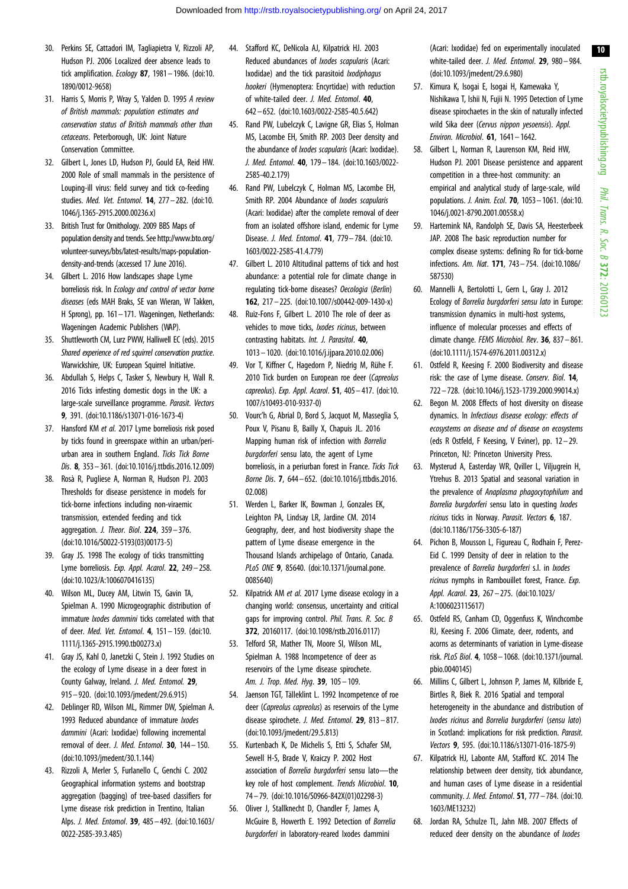30. Perkins SE, Cattadori IM, Tagliapietra V, Rizzoli AP, Hudson PJ. 2006 Localized deer absence leads to tick amplification. *Ecology* **87**, 1981–1986. (doi:10.1890/0012-9658)
31. Harris S, Morris P, Wray S, Yalden D. 1995 *A review of British mammals: population estimates and conservation status of British mammals other than cetaceans*. Peterborough, UK: Joint Nature Conservation Committee.
32. Gilbert L, Jones LD, Hudson PJ, Gould EA, Reid HW. 2000 Role of small mammals in the persistence of Louping-ill virus: field survey and tick co-feeding studies. *Med. Vet. Entomol.* **14**, 277–282. (doi:10.1046/j.1365-2915.2000.00236.x)
33. British Trust for Ornithology. 2009 BBS Maps of population density and trends. See http://www.bto.org/volunteer-surveys/bbs/latest-results/maps-population-density-and-trends (accessed 17 June 2016).
34. Gilbert L. 2016 How landscapes shape Lyme borreliosis risk. In *Ecology and control of vector borne diseases* (eds MAH Braks, SE van Wieran, W Takken, H Sprong), pp. 161–171. Wageningen, Netherlands: Wageningen Academic Publishers (WAP).
35. Shuttleworth CM, Lurz PWW, Halliwell EC (eds). 2015 *Shared experience of red squirrel conservation practice*. Warwickshire, UK: European Squirrel Initiative.
36. Abdullah S, Helps C, Tasker S, Newbury H, Wall R. 2016 Ticks infesting domestic dogs in the UK: a large-scale surveillance programme. *Parasit. Vectors* **9**, 391. (doi:10.1186/s13071-016-1673-4)
37. Hansford KM *et al.* 2017 Lyme borreliosis risk posed by ticks found in greenspace within an urban/peri-urban area in southern England. *Ticks Tick Borne Dis.* **8**, 353–361. (doi:10.1016/j.ttbdis.2016.12.009)
38. Rosà R, Pugliese A, Norman R, Hudson PJ. 2003 Thresholds for disease persistence in models for tick-borne infections including non-viraemic transmission, extended feeding and tick aggregation. *J. Theor. Biol.* **224**, 359–376. (doi:10.1016/S0022-5193(03)00173-5)
39. Gray JS. 1998 The ecology of ticks transmitting Lyme borreliosis. *Exp. Appl. Acarol.* **22**, 249–258. (doi:10.1023/A:1006070416135)
40. Wilson ML, Ducey AM, Litwin TS, Gavin TA, Spielman A. 1990 Microgeographic distribution of immature *Ixodes dammini* ticks correlated with that of deer. *Med. Vet. Entomol.* **4**, 151–159. (doi:10.1111/j.1365-2915.1990.tb00273.x)
41. Gray JS, Kahl O, Janetzki C, Stein J. 1992 Studies on the ecology of Lyme disease in a deer forest in County Galway, Ireland. *J. Med. Entomol.* **29**, 915–920. (doi:10.1093/jmedent/29.6.915)
42. Deblinger RD, Wilson ML, Rimmer DW, Spielman A. 1993 Reduced abundance of immature *Ixodes dammini* (Acari: Ixodidae) following incremental removal of deer. *J. Med. Entomol.* **30**, 144–150. (doi:10.1093/jmedent/30.1.144)
43. Rizzoli A, Merler S, Furlanello C, Genchi C. 2002 Geographical information systems and bootstrap aggregation (bagging) of tree-based classifiers for Lyme disease risk prediction in Trentino, Italian Alps. *J. Med. Entomol.* **39**, 485–492. (doi:10.1603/0022-2585-39.3.485)
44. Stafford KC, DeNicola AJ, Kilpatrick HJ. 2003 Reduced abundances of *Ixodes scapularis* (Acari: Ixodidae) and the tick parasitoid *Ixodiphagus hookeri* (Hymenoptera: Encyrtidae) with reduction of white-tailed deer. *J. Med. Entomol.* **40**, 642–652. (doi:10.1603/0022-2585-40.5.642)
45. Rand PW, Lubelczyk C, Lavigne GR, Elias S, Holman MS, Lacombe EH, Smith RP. 2003 Deer density and the abundance of *Ixodes scapularis* (Acari: Ixodidae). *J. Med. Entomol.* **40**, 179–184. (doi:10.1603/0022-2585-40.2.179)
46. Rand PW, Lubelczyk C, Holman MS, Lacombe EH, Smith RP. 2004 Abundance of *Ixodes scapularis* (Acari: Ixodidae) after the complete removal of deer from an isolated offshore island, endemic for Lyme Disease. *J. Med. Entomol.* **41**, 779–784. (doi:10.1603/0022-2585-41.4.779)
47. Gilbert L. 2010 Altitudinal patterns of tick and host abundance: a potential role for climate change in regulating tick-borne diseases? *Oecologia* (*Berlin*) **162**, 217–225. (doi:10.1007/s00442-009-1430-x)
48. Ruiz-Fons F, Gilbert L. 2010 The role of deer as vehicles to move ticks, *Ixodes ricinus*, between contrasting habitats. *Int. J. Parasitol.* **40**, 1013–1020. (doi:10.1016/j.ijpara.2010.02.006)
49. Vor T, Kiffner C, Hagedorn P, Niedrig M, Rühe F. 2010 Tick burden on European roe deer (*Capreolus capreolus*). *Exp. Appl. Acarol.* **51**, 405–417. (doi:10.1007/s10493-010-9337-0)
50. Vourc'h G, Abrial D, Bord S, Jacquot M, Masseglia S, Poux V, Pisanu B, Bailly X, Chapuis JL. 2016 Mapping human risk of infection with *Borrelia burgdorferi* sensu lato, the agent of Lyme borreliosis, in a periurban forest in France. *Ticks Tick Borne Dis.* **7**, 644–652. (doi:10.1016/j.ttbdis.2016.02.008)
51. Werden L, Barker IK, Bowman J, Gonzales EK, Leighton PA, Lindsay LR, Jardine CM. 2014 Geography, deer, and host biodiversity shape the pattern of Lyme disease emergence in the Thousand Islands archipelago of Ontario, Canada. *PLoS ONE* **9**, 85640. (doi:10.1371/journal.pone.0085640)
52. Kilpatrick AM *et al.* 2017 Lyme disease ecology in a changing world: consensus, uncertainty and critical gaps for improving control. *Phil. Trans. R. Soc. B* **372**, 20160117. (doi:10.1098/rstb.2016.0117)
53. Telford SR, Mather TN, Moore SI, Wilson ML, Spielman A. 1988 Incompetence of deer as reservoirs of the Lyme disease spirochete. *Am. J. Trop. Med. Hyg.* **39**, 105–109.
54. Jaenson TGT, Tälleklint L. 1992 Incompetence of roe deer (*Capreolus capreolus*) as reservoirs of the Lyme disease spirochete. *J. Med. Entomol.* **29**, 813–817. (doi:10.1093/jmedent/29.5.813)
55. Kurtenbach K, De Michelis S, Etti S, Schafer SM, Sewell H-S, Brade V, Kraiczy P. 2002 Host association of *Borrelia burgdorferi* sensu lato—the key role of host complement. *Trends Microbiol.* **10**, 74–79. (doi:10.1016/S0966-842X(01)02298-3)
56. Oliver J, Stallknecht D, Chandler F, James A, McGuire B, Howerth E. 1992 Detection of *Borrelia burgdorferi* in laboratory-reared Ixodes dammini (Acari: Ixodidae) fed on experimentally inoculated white-tailed deer. *J. Med. Entomol.* **29**, 980–984. (doi:10.1093/jmedent/29.6.980)
57. Kimura K, Isogai E, Isogai H, Kamewaka Y, Nishikawa T, Ishii N, Fujii N. 1995 Detection of Lyme disease spirochaetes in the skin of naturally infected wild Sika deer (*Cervus nippon yesoensis*). *Appl. Environ. Microbiol.* **61**, 1641–1642.
58. Gilbert L, Norman R, Laurenson KM, Reid HW, Hudson PJ. 2001 Disease persistence and apparent competition in a three-host community: an empirical and analytical study of large-scale, wild populations. *J. Anim. Ecol.* **70**, 1053–1061. (doi:10.1046/j.0021-8790.2001.00558.x)
59. Hartemink NA, Randolph SE, Davis SA, Heesterbeek JAP. 2008 The basic reproduction number for complex disease systems: defining Ro for tick-borne infections. *Am. Nat.* **171**, 743–754. (doi:10.1086/587530)
60. Mannelli A, Bertolotti L, Gern L, Gray J. 2012 Ecology of *Borrelia burgdorferi sensu lato* in Europe: transmission dynamics in multi-host systems, influence of molecular processes and effects of climate change. *FEMS Microbiol. Rev.* **36**, 837–861. (doi:10.1111/j.1574-6976.2011.00312.x)
61. Ostfeld R, Keesing F. 2000 Biodiversity and disease risk: the case of Lyme disease. *Conserv. Biol.* **14**, 722–728. (doi:10.1046/j.1523-1739.2000.99014.x)
62. Begon M. 2008 Effects of host diversity on disease dynamics. In *Infectious disease ecology: effects of ecosystems on disease and of disease on ecosystems* (eds R Ostfeld, F Keesing, V Eviner), pp. 12–29. Princeton, NJ: Princeton University Press.
63. Mysterud A, Easterday WR, Qviller L, Viljugrein H, Ytrehus B. 2013 Spatial and seasonal variation in the prevalence of *Anaplasma phagocytophilum* and *Borrelia burgdorferi* sensu lato in questing *Ixodes ricinus* ticks in Norway. *Parasit. Vectors* **6**, 187. (doi:10.1186/1756-3305-6-187)
64. Pichon B, Mousson L, Figureau C, Rodhain F, Perez-Eid C. 1999 Density of deer in relation to the prevalence of *Borrelia burgdorferi* s.l. in *Ixodes ricinus* nymphs in Rambouillet forest, France. *Exp. Appl. Acarol.* **23**, 267–275. (doi:10.1023/A:1006023115617)
65. Ostfeld RS, Canham CD, Oggenfuss K, Winchcombe RJ, Keesing F. 2006 Climate, deer, rodents, and acorns as determinants of variation in Lyme-disease risk. *PLoS Biol.* **4**, 1058–1068. (doi:10.1371/journal.pbio.0040145)
66. Millins C, Gilbert L, Johnson P, James M, Kilbride E, Birtles R, Biek R. 2016 Spatial and temporal heterogeneity in the abundance and distribution of *Ixodes ricinus* and *Borrelia burgdorferi* (*sensu lato*) in Scotland: implications for risk prediction. *Parasit. Vectors* **9**, 595. (doi:10.1186/s13071-016-1875-9)
67. Kilpatrick HJ, Labonte AM, Stafford KC. 2014 The relationship between deer density, tick abundance, and human cases of Lyme disease in a residential community. *J. Med. Entomol.* **51**, 777–784. (doi:10.1603/ME13232)
68. Jordan RA, Schulze TL, Jahn MB. 2007 Effects of reduced deer density on the abundance of *Ixodes*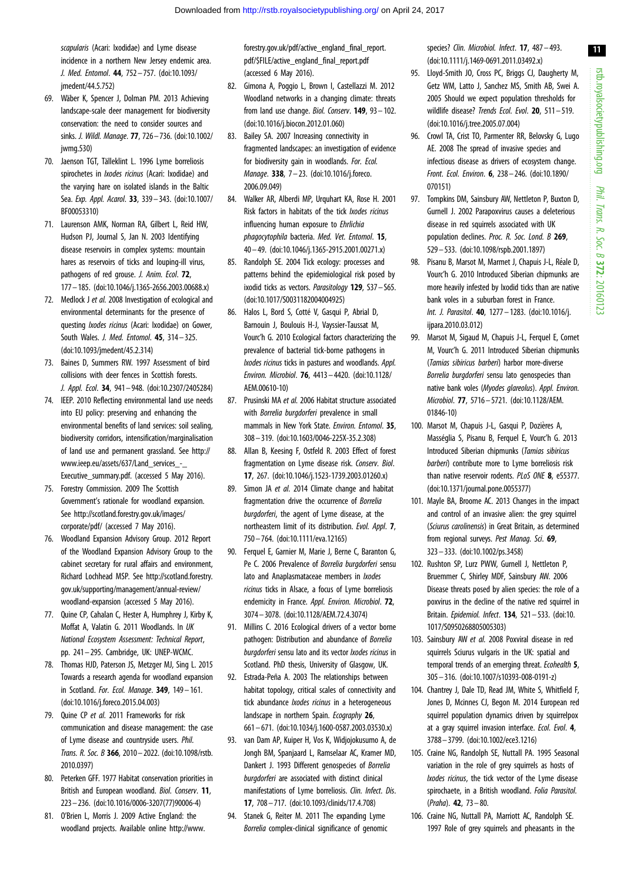*scapularis* (Acari: Ixodidae) and Lyme disease incidence in a northern New Jersey endemic area. *J. Med. Entomol.* **44**, 752–757. (doi:10.1093/jmedent/44.5.752)

69. Wäber K, Spencer J, Dolman PM. 2013 Achieving landscape-scale deer management for biodiversity conservation: the need to consider sources and sinks. *J. Wildl. Manage.* **77**, 726–736. (doi:10.1002/jwmg.530)
70. Jaenson TGT, Tälleklint L. 1996 Lyme borreliosis spirochetes in *Ixodes ricinus* (Acari: Ixodidae) and the varying hare on isolated islands in the Baltic Sea. *Exp. Appl. Acarol.* **33**, 339–343. (doi:10.1007/BF00053310)
71. Laurenson AMK, Norman RA, Gilbert L, Reid HW, Hudson PJ, Journal S, Jan N. 2003 Identifying disease reservoirs in complex systems: mountain hares as reservoirs of ticks and louping-ill virus, pathogens of red grouse. *J. Anim. Ecol.* **72**, 177–185. (doi:10.1046/j.1365-2656.2003.00688.x)
72. Medlock J *et al.* 2008 Investigation of ecological and environmental determinants for the presence of questing *Ixodes ricinus* (Acari: Ixodidae) on Gower, South Wales. *J. Med. Entomol.* **45**, 314–325. (doi:10.1093/jmedent/45.2.314)
73. Baines D, Summers RW. 1997 Assessment of bird collisions with deer fences in Scottish forests. *J. Appl. Ecol.* **34**, 941–948. (doi:10.2307/2405284)
74. IEEP. 2010 Reflecting environmental land use needs into EU policy: preserving and enhancing the environmental benefits of land services: soil sealing, biodiversity corridors, intensification/marginalisation of land use and permanent grassland. See http://www.ieep.eu/assets/637/Land_services_-_Executive_summary.pdf. (accessed 5 May 2016).
75. Forestry Commission. 2009 The Scottish Government's rationale for woodland expansion. See http://scotland.forestry.gov.uk/images/corporate/pdf/ (accessed 7 May 2016).
76. Woodland Expansion Advisory Group. 2012 Report of the Woodland Expansion Advisory Group to the cabinet secretary for rural affairs and environment, Richard Lochhead MSP. See http://scotland.forestry.gov.uk/supporting/management/annual-review/woodland-expansion (accessed 5 May 2016).
77. Quine CP, Cahalan C, Hester A, Humphrey J, Kirby K, Moffat A, Valatin G. 2011 Woodlands. In *UK National Ecosystem Assessment: Technical Report*, pp. 241–295. Cambridge, UK: UNEP-WCMC.
78. Thomas HJD, Paterson JS, Metzger MJ, Sing L. 2015 Towards a research agenda for woodland expansion in Scotland. *For. Ecol. Manage.* **349**, 149–161. (doi:10.1016/j.foreco.2015.04.003)
79. Quine CP *et al.* 2011 Frameworks for risk communication and disease management: the case of Lyme disease and countryside users. *Phil. Trans. R. Soc. B* **366**, 2010–2022. (doi:10.1098/rstb.2010.0397)
80. Peterken GFF. 1977 Habitat conservation priorities in British and European woodland. *Biol. Conserv.* **11**, 223–236. (doi:10.1016/0006-3207(77)90006-4)
81. O'Brien L, Morris J. 2009 Active England: the woodland projects. Available online http://www.forestry.gov.uk/pdf/active_england_final_report.pdf/$FILE/active_england_final_report.pdf (accessed 6 May 2016).
82. Gimona A, Poggio L, Brown I, Castellazzi M. 2012 Woodland networks in a changing climate: threats from land use change. *Biol. Conserv.* **149**, 93–102. (doi:10.1016/j.biocon.2012.01.060)
83. Bailey SA. 2007 Increasing connectivity in fragmented landscapes: an investigation of evidence for biodiversity gain in woodlands. *For. Ecol. Manage.* **338**, 7–23. (doi:10.1016/j.foreco.2006.09.049)
84. Walker AR, Alberdi MP, Urquhart KA, Rose H. 2001 Risk factors in habitats of the tick *Ixodes ricinus* influencing human exposure to *Ehrlichia phagocytophila* bacteria. *Med. Vet. Entomol.* **15**, 40–49. (doi:10.1046/j.1365-2915.2001.00271.x)
85. Randolph SE. 2004 Tick ecology: processes and patterns behind the epidemiological risk posed by ixodid ticks as vectors. *Parasitology* **129**, S37–S65. (doi:10.1017/S0031182004004925)
86. Halos L, Bord S, Cotté V, Gasqui P, Abrial D, Barnouin J, Boulouis H-J, Vayssier-Taussat M, Vourc'h G. 2010 Ecological factors characterizing the prevalence of bacterial tick-borne pathogens in *Ixodes ricinus* ticks in pastures and woodlands. *Appl. Environ. Microbiol.* **76**, 4413–4420. (doi:10.1128/AEM.00610-10)
87. Prusinski MA *et al.* 2006 Habitat structure associated with *Borrelia burgdorferi* prevalence in small mammals in New York State. *Environ. Entomol.* **35**, 308–319. (doi:10.1603/0046-225X-35.2.308)
88. Allan B, Keesing F, Ostfeld R. 2003 Effect of forest fragmentation on Lyme disease risk. *Conserv. Biol.* **17**, 267. (doi:10.1046/j.1523-1739.2003.01260.x)
89. Simon JA *et al.* 2014 Climate change and habitat fragmentation drive the occurrence of *Borrelia burgdorferi*, the agent of Lyme disease, at the northeastern limit of its distribution. *Evol. Appl.* **7**, 750–764. (doi:10.1111/eva.12165)
90. Ferquel E, Garnier M, Marie J, Berne C, Baranton G, Pe C. 2006 Prevalence of *Borrelia burgdorferi* sensu lato and Anaplasmataceae members in *Ixodes ricinus* ticks in Alsace, a focus of Lyme borreliosis endemicity in France. *Appl. Environ. Microbiol.* **72**, 3074–3078. (doi:10.1128/AEM.72.4.3074)
91. Millins C. 2016 Ecological drivers of a vector borne pathogen: Distribution and abundance of *Borrelia burgdorferi* sensu lato and its vector *Ixodes ricinus* in Scotland. PhD thesis, University of Glasgow, UK.
92. Estrada-Peña A. 2003 The relationships between habitat topology, critical scales of connectivity and tick abundance *Ixodes ricinus* in a heterogeneous landscape in northern Spain. *Ecography* **26**, 661–671. (doi:10.1034/j.1600-0587.2003.03530.x)
93. van Dam AP, Kuiper H, Vos K, Widjojokusumo A, de Jongh BM, Spanjaard L, Ramselaar AC, Kramer MD, Dankert J. 1993 Different genospecies of *Borrelia burgdorferi* are associated with distinct clinical manifestations of Lyme borreliosis. *Clin. Infect. Dis.* **17**, 708–717. (doi:10.1093/clinids/17.4.708)
94. Stanek G, Reiter M. 2011 The expanding Lyme *Borrelia* complex-clinical significance of genomic species? *Clin. Microbiol. Infect.* **17**, 487–493. (doi:10.1111/j.1469-0691.2011.03492.x)
95. Lloyd-Smith JO, Cross PC, Briggs CJ, Daugherty M, Getz WM, Latto J, Sanchez MS, Smith AB, Swei A. 2005 Should we expect population thresholds for wildlife disease? *Trends Ecol. Evol.* **20**, 511–519. (doi:10.1016/j.tree.2005.07.004)
96. Crowl TA, Crist TO, Parmenter RR, Belovsky G, Lugo AE. 2008 The spread of invasive species and infectious disease as drivers of ecosystem change. *Front. Ecol. Environ.* **6**, 238–246. (doi:10.1890/070151)
97. Tompkins DM, Sainsbury AW, Nettleton P, Buxton D, Gurnell J. 2002 Parapoxvirus causes a deleterious disease in red squirrels associated with UK population declines. *Proc. R. Soc. Lond. B* **269**, 529–533. (doi:10.1098/rspb.2001.1897)
98. Pisanu B, Marsot M, Marmet J, Chapuis J-L, Réale D, Vourc'h G. 2010 Introduced Siberian chipmunks are more heavily infested by Ixodid ticks than are native bank voles in a suburban forest in France. *Int. J. Parasitol.* **40**, 1277–1283. (doi:10.1016/j.ijpara.2010.03.012)
99. Marsot M, Sigaud M, Chapuis J-L, Ferquel E, Cornet M, Vourc'h G. 2011 Introduced Siberian chipmunks (*Tamias sibiricus barberi*) harbor more-diverse *Borrelia burgdorferi* sensu lato genospecies than native bank voles (*Myodes glareolus*). *Appl. Environ. Microbiol.* **77**, 5716–5721. (doi:10.1128/AEM.01846-10)
100. Marsot M, Chapuis J-L, Gasqui P, Dozières A, Masséglia S, Pisanu B, Ferquel E, Vourc'h G. 2013 Introduced Siberian chipmunks (*Tamias sibiricus barberi*) contribute more to Lyme borreliosis risk than native reservoir rodents. *PLoS ONE* **8**, e55377. (doi:10.1371/journal.pone.0055377)
101. Mayle BA, Broome AC. 2013 Changes in the impact and control of an invasive alien: the grey squirrel (*Sciurus carolinensis*) in Great Britain, as determined from regional surveys. *Pest Manag. Sci.* **69**, 323–333. (doi:10.1002/ps.3458)
102. Rushton SP, Lurz PWW, Gurnell J, Nettleton P, Bruemmer C, Shirley MDF, Sainsbury AW. 2006 Disease threats posed by alien species: the role of a poxvirus in the decline of the native red squirrel in Britain. *Epidemiol. Infect.* **134**, 521–533. (doi:10.1017/S0950268805005303)
103. Sainsbury AW *et al.* 2008 Poxviral disease in red squirrels Sciurus vulgaris in the UK: spatial and temporal trends of an emerging threat. *Ecohealth* **5**, 305–316. (doi:10.1007/s10393-008-0191-z)
104. Chantrey J, Dale TD, Read JM, White S, Whitfield F, Jones D, Mcinnes CJ, Begon M. 2014 European red squirrel population dynamics driven by squirrelpox at a gray squirrel invasion interface. *Ecol. Evol.* **4**, 3788–3799. (doi:10.1002/ece3.1216)
105. Craine NG, Randolph SE, Nuttall PA. 1995 Seasonal variation in the role of grey squirrels as hosts of *Ixodes ricinus*, the tick vector of the Lyme disease spirochaete, in a British woodland. *Folia Parasitol. (Praha)*. **42**, 73–80.
106. Craine NG, Nuttall PA, Marriott AC, Randolph SE. 1997 Role of grey squirrels and pheasants in the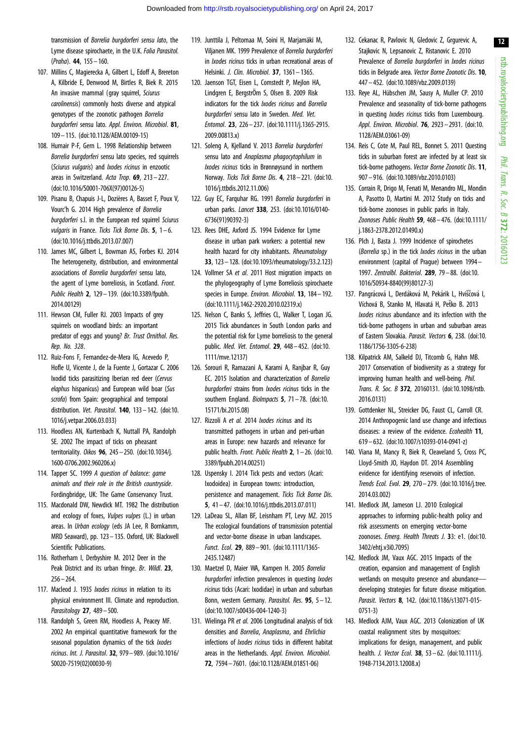transmission of *Borrelia burgdorferi sensu lato*, the Lyme disease spirochaete, in the U.K. *Folia Parasitol.* (*Praha*). **44**, 155–160.

107. Millins C, Magierecka A, Gilbert L, Edoff A, Brereton A, Kilbride E, Denwood M, Birtles R, Biek R. 2015 An invasive mammal (gray squirrel, *Sciurus carolinensis*) commonly hosts diverse and atypical genotypes of the zoonotic pathogen *Borrelia burgdorferi* sensu lato. *Appl. Environ. Microbiol.* **81**, 109–115. (doi:10.1128/AEM.00109-15)
108. Humair P-F, Gern L. 1998 Relationship between *Borrelia burgdorferi* sensu lato species, red squirrels (*Sciurus vulgaris*) and *Ixodes ricinus* in enzootic areas in Switzerland. *Acta Trop.* **69**, 213–227. (doi:10.1016/S0001-706X(97)00126-5)
109. Pisanu B, Chapuis J-L, Dozières A, Basset F, Poux V, Vourc'h G. 2014 High prevalence of *Borrelia burgdorferi* s.l. in the European red squirrel *Sciurus vulgaris* in France. *Ticks Tick Borne Dis.* **5**, 1–6. (doi:10.1016/j.ttbdis.2013.07.007)
110. James MC, Gilbert L, Bowman AS, Forbes KJ. 2014 The heterogeneity, distribution, and environmental associations of *Borrelia burgdorferi* sensu lato, the agent of Lyme borreliosis, in Scotland. *Front. Public Health* **2**, 129–139. (doi:10.3389/fpubh.2014.00129)
111. Hewson CM, Fuller RJ. 2003 Impacts of grey squirrels on woodland birds: an important predator of eggs and young? *Br. Trust Ornithol. Res. Rep. No. 328*.
112. Ruiz-Fons F, Fernandez-de-Mera IG, Acevedo P, Hofle U, Vicente J, de la Fuente J, Gortazar C. 2006 Ixodid ticks parasitizing Iberian red deer (*Cervus elaphus* hispanicus) and European wild boar (*Sus scrofa*) from Spain: geographical and temporal distribution. *Vet. Parasitol.* **140**, 133–142. (doi:10.1016/j.vetpar.2006.03.033)
113. Hoodless AN, Kurtenbach K, Nuttall PA, Randolph SE. 2002 The impact of ticks on pheasant territoriality. *Oikos* **96**, 245–250. (doi:10.1034/j.1600-0706.2002.960206.x)
114. Tapper SC. 1999 *A question of balance: game animals and their role in the British countryside*. Fordingbridge, UK: The Game Conservancy Trust.
115. Macdonald DW, Newdick MT. 1982 The distribution and ecology of foxes, *Vulpes vulpes* (L.) in urban areas. In *Urban ecology* (eds JA Lee, R Bornkamm, MRD Seaward), pp. 123–135. Oxford, UK: Blackwell Scientific Publications.
116. Rotherham I, Derbyshire M. 2012 Deer in the Peak District and its urban fringe. *Br. Wildl.* **23**, 256–264.
117. Macleod J. 1935 *Ixodes ricinus* in relation to its physical environment III. Climate and reproduction. *Parasitology* **27**, 489–500.
118. Randolph S, Green RM, Hoodless A, Peacey MF. 2002 An empirical quantitative framework for the seasonal population dynamics of the tick *Ixodes ricinus*. *Int. J. Parasitol.* **32**, 979–989. (doi:10.1016/S0020-7519(02)00030-9)
119. Junttila J, Peltomaa M, Soini H, Marjamäki M, Viljanen MK. 1999 Prevalence of *Borrelia burgdorferi* in *Ixodes ricinus* ticks in urban recreational areas of Helsinki. *J. Clin. Microbiol.* **37**, 1361–1365.
120. Jaenson TGT, Eisen L, Comstedt P, Mejlon HA, Lindgren E, BergstrÖm S, Olsen B. 2009 Risk indicators for the tick *Ixodes ricinus* and *Borrelia burgdorferi* sensu lato in Sweden. *Med. Vet. Entomol.* **23**, 226–237. (doi:10.1111/j.1365-2915.2009.00813.x)
121. Soleng A, Kjelland V. 2013 *Borrelia burgdorferi* sensu lato and *Anaplasma phagocytophilum* in *Ixodes ricinus* ticks in Brønnøysund in northern Norway. *Ticks Tick Borne Dis.* **4**, 218–221. (doi:10.1016/j.ttbdis.2012.11.006)
122. Guy EC, Farquhar RG. 1991 *Borrelia burgdorferi* in urban parks. *Lancet* **338**, 253. (doi:10.1016/0140-6736(91)90392-3)
123. Rees DHE, Axford JS. 1994 Evidence for Lyme disease in urban park workers: a potential new health hazard for city inhabitants. *Rheumatology* **33**, 123–128. (doi:10.1093/rheumatology/33.2.123)
124. Vollmer SA *et al.* 2011 Host migration impacts on the phylogeography of Lyme Borreliosis spirochaete species in Europe. *Environ. Microbiol.* **13**, 184–192. (doi:10.1111/j.1462-2920.2010.02319.x)
125. Nelson C, Banks S, Jeffries CL, Walker T, Logan JG. 2015 Tick abundances in South London parks and the potential risk for Lyme borreliosis to the general public. *Med. Vet. Entomol.* **29**, 448–452. (doi:10.1111/mve.12137)
126. Sorouri R, Ramazani A, Karami A, Ranjbar R, Guy EC. 2015 Isolation and characterization of *Borrelia burgdorferi* strains from *Ixodes ricinus* ticks in the southern England. *BioImpacts* **5**, 71–78. (doi:10.15171/bi.2015.08)
127. Rizzoli A *et al.* 2014 *Ixodes ricinus* and its transmitted pathogens in urban and peri-urban areas in Europe: new hazards and relevance for public health. *Front. Public Health* **2**, 1–26. (doi:10.3389/fpubh.2014.00251)
128. Uspensky I. 2014 Tick pests and vectors (Acari: Ixodoidea) in European towns: introduction, persistence and management. *Ticks Tick Borne Dis.* **5**, 41–47. (doi:10.1016/j.ttbdis.2013.07.011)
129. LaDeau SL, Allan BF, Leisnham PT, Levy MZ. 2015 The ecological foundations of transmission potential and vector-borne disease in urban landscapes. *Funct. Ecol.* **29**, 889–901. (doi:10.1111/1365-2435.12487)
130. Maetzel D, Maier WA, Kampen H. 2005 *Borrelia burgdorferi* infection prevalences in questing *Ixodes ricinus* ticks (Acari: Ixodidae) in urban and suburban Bonn, western Germany. *Parasitol. Res.* **95**, 5–12. (doi:10.1007/s00436-004-1240-3)
131. Wielinga PR *et al.* 2006 Longitudinal analysis of tick densities and *Borrelia*, *Anaplasma*, and *Ehrlichia* infections of *Ixodes ricinus* ticks in different habitat areas in the Netherlands. *Appl. Environ. Microbiol.* **72**, 7594–7601. (doi:10.1128/AEM.01851-06)
132. Cekanac R, Pavlovic N, Gledovic Z, Grgurevic A, Stajkovic N, Lepsanovic Z, Ristanovic E. 2010 Prevalence of *Borrelia burgdorferi* in *Ixodes ricinus* ticks in Belgrade area. *Vector Borne Zoonotic Dis.* **10**, 447–452. (doi:10.1089/vbz.2009.0139)
133. Reye AL, Hübschen JM, Sausy A, Muller CP. 2010 Prevalence and seasonality of tick-borne pathogens in questing *Ixodes ricinus* ticks from Luxembourg. *Appl. Environ. Microbiol.* **76**, 2923–2931. (doi:10.1128/AEM.03061-09)
134. Reis C, Cote M, Paul REL, Bonnet S. 2011 Questing ticks in suburban forest are infected by at least six tick-borne pathogens. *Vector Borne Zoonotic Dis.* **11**, 907–916. (doi:10.1089/vbz.2010.0103)
135. Corrain R, Drigo M, Fenati M, Menandro ML, Mondin A, Pasotto D, Martini M. 2012 Study on ticks and tick-borne zoonoses in public parks in Italy. *Zoonoses Public Health* **59**, 468–476. (doi:10.1111/j.1863-2378.2012.01490.x)
136. Plch J, Basta J. 1999 Incidence of spirochetes (*Borrelia* sp.) in the tick *Ixodes ricinus* in the urban environment (capital of Prague) between 1994–1997. *Zentralbl. Bakteriol.* **289**, 79–88. (doi:10.1016/S0934-8840(99)80127-3)
137. Pangrácová L, Derdáková M, Pekárik L, Hviščová I, Víchová B, Stanko M, Hlavatá H, Peťko B. 2013 *Ixodes ricinus* abundance and its infection with the tick-borne pathogens in urban and suburban areas of Eastern Slovakia. *Parasit. Vectors* **6**, 238. (doi:10.1186/1756-3305-6-238)
138. Kilpatrick AM, Salkeld DJ, Titcomb G, Hahn MB. 2017 Conservation of biodiversity as a strategy for improving human health and well-being. *Phil. Trans. R. Soc. B* **372**, 20160131. (doi:10.1098/rstb.2016.0131)
139. Gottdenker NL, Streicker DG, Faust CL, Carroll CR. 2014 Anthropogenic land use change and infectious diseases: a review of the evidence. *Ecohealth* **11**, 619–632. (doi:10.1007/s10393-014-0941-z)
140. Viana M, Mancy R, Biek R, Cleaveland S, Cross PC, Lloyd-Smith JO, Haydon DT. 2014 Assembling evidence for identifying reservoirs of infection. *Trends Ecol. Evol.* **29**, 270–279. (doi:10.1016/j.tree.2014.03.002)
141. Medlock JM, Jameson LJ. 2010 Ecological approaches to informing public-health policy and risk assessments on emerging vector-borne zoonoses. *Emerg. Health Threats J.* **3**: e1. (doi:10.3402/ehtj.v3i0.7095)
142. Medlock JM, Vaux AGC. 2015 Impacts of the creation, expansion and management of English wetlands on mosquito presence and abundance—developing strategies for future disease mitigation. *Parasit. Vectors* **8**, 142. (doi:10.1186/s13071-015-0751-3)
143. Medlock AJM, Vaux AGC. 2013 Colonization of UK coastal realignment sites by mosquitoes: implications for design, management, and public health. *J. Vector Ecol.* **38**, 53–62. (doi:10.1111/j.1948-7134.2013.12008.x)